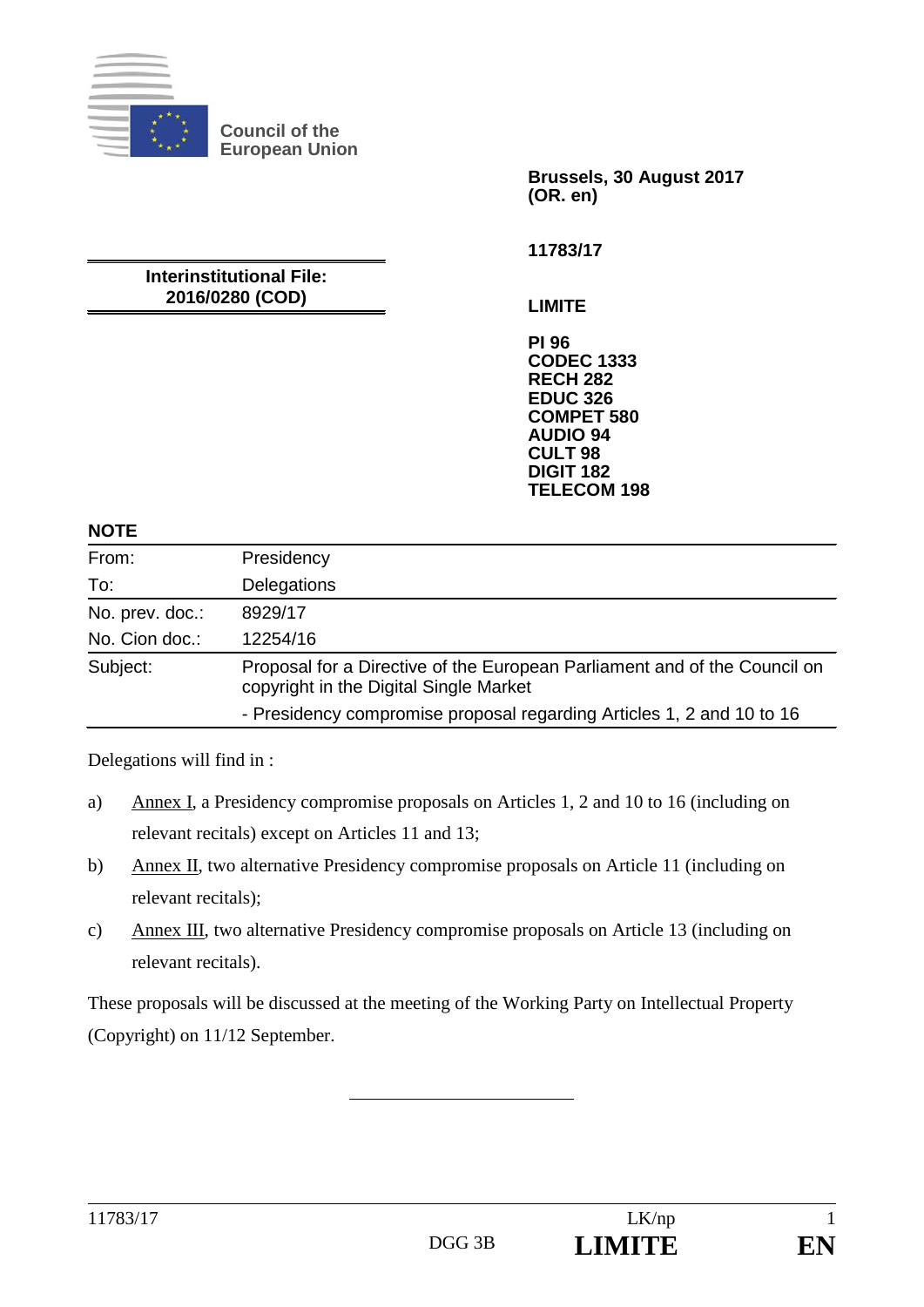Council of the European Union

**Brussels, 30 August 2017**
**(OR. en)**

**11783/17**

**Interinstitutional File:**
**2016/0280 (COD)**

**LIMITE**

**PI 96**
**CODEC 1333**
**RECH 282**
**EDUC 326**
**COMPET 580**
**AUDIO 94**
**CULT 98**
**DIGIT 182**
**TELECOM 198**

**NOTE**

| | |
|---|---|
| From: | Presidency |
| To: | Delegations |
| No. prev. doc.: | 8929/17 |
| No. Cion doc.: | 12254/16 |
| Subject: | Proposal for a Directive of the European Parliament and of the Council on copyright in the Digital Single Market<br>- Presidency compromise proposal regarding Articles 1, 2 and 10 to 16 |

Delegations will find in :

a) Annex I, a Presidency compromise proposals on Articles 1, 2 and 10 to 16 (including on relevant recitals) except on Articles 11 and 13;

b) Annex II, two alternative Presidency compromise proposals on Article 11 (including on relevant recitals);

c) Annex III, two alternative Presidency compromise proposals on Article 13 (including on relevant recitals).

These proposals will be discussed at the meeting of the Working Party on Intellectual Property (Copyright) on 11/12 September.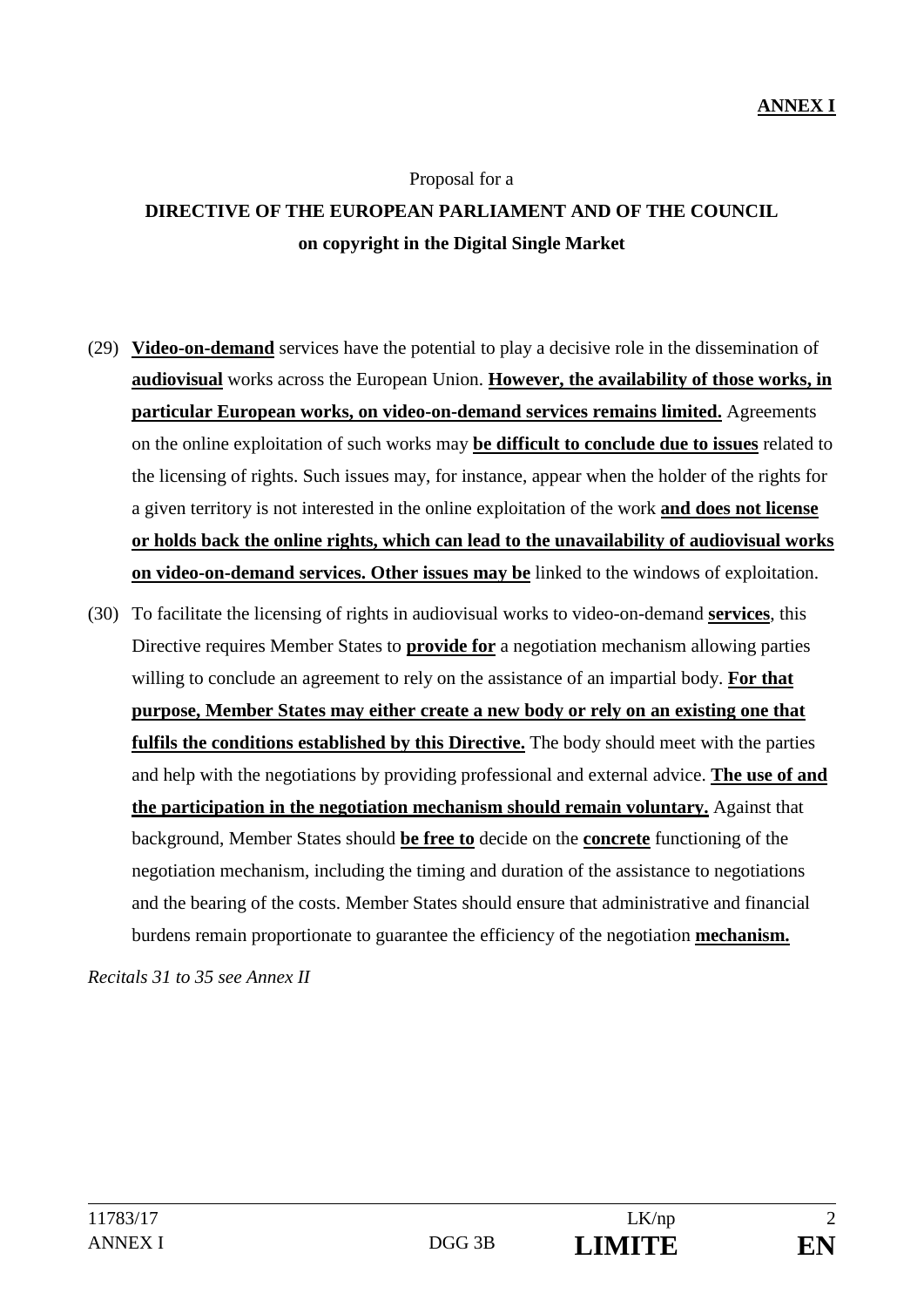**ANNEX I**

Proposal for a

**DIRECTIVE OF THE EUROPEAN PARLIAMENT AND OF THE COUNCIL**
**on copyright in the Digital Single Market**

(29) **Video-on-demand** services have the potential to play a decisive role in the dissemination of **audiovisual** works across the European Union. **However, the availability of those works, in particular European works, on video-on-demand services remains limited.** Agreements on the online exploitation of such works may **be difficult to conclude due to issues** related to the licensing of rights. Such issues may, for instance, appear when the holder of the rights for a given territory is not interested in the online exploitation of the work **and does not license or holds back the online rights, which can lead to the unavailability of audiovisual works on video-on-demand services. Other issues may be** linked to the windows of exploitation.

(30) To facilitate the licensing of rights in audiovisual works to video-on-demand **services**, this Directive requires Member States to **provide for** a negotiation mechanism allowing parties willing to conclude an agreement to rely on the assistance of an impartial body. **For that purpose, Member States may either create a new body or rely on an existing one that fulfils the conditions established by this Directive.** The body should meet with the parties and help with the negotiations by providing professional and external advice. **The use of and the participation in the negotiation mechanism should remain voluntary.** Against that background, Member States should **be free to** decide on the **concrete** functioning of the negotiation mechanism, including the timing and duration of the assistance to negotiations and the bearing of the costs. Member States should ensure that administrative and financial burdens remain proportionate to guarantee the efficiency of the negotiation **mechanism.**

*Recitals 31 to 35 see Annex II*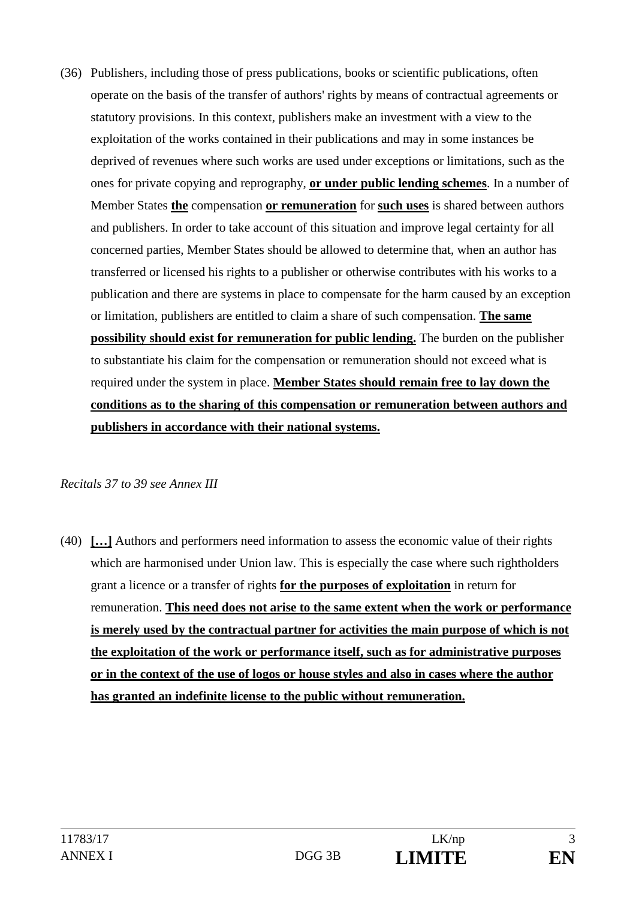(36) Publishers, including those of press publications, books or scientific publications, often operate on the basis of the transfer of authors' rights by means of contractual agreements or statutory provisions. In this context, publishers make an investment with a view to the exploitation of the works contained in their publications and may in some instances be deprived of revenues where such works are used under exceptions or limitations, such as the ones for private copying and reprography, **or under public lending schemes**. In a number of Member States **the** compensation **or remuneration** for **such uses** is shared between authors and publishers. In order to take account of this situation and improve legal certainty for all concerned parties, Member States should be allowed to determine that, when an author has transferred or licensed his rights to a publisher or otherwise contributes with his works to a publication and there are systems in place to compensate for the harm caused by an exception or limitation, publishers are entitled to claim a share of such compensation. **The same possibility should exist for remuneration for public lending.** The burden on the publisher to substantiate his claim for the compensation or remuneration should not exceed what is required under the system in place. **Member States should remain free to lay down the conditions as to the sharing of this compensation or remuneration between authors and publishers in accordance with their national systems.**

*Recitals 37 to 39 see Annex III*

(40) **[…]** Authors and performers need information to assess the economic value of their rights which are harmonised under Union law. This is especially the case where such rightholders grant a licence or a transfer of rights **for the purposes of exploitation** in return for remuneration. **This need does not arise to the same extent when the work or performance is merely used by the contractual partner for activities the main purpose of which is not the exploitation of the work or performance itself, such as for administrative purposes or in the context of the use of logos or house styles and also in cases where the author has granted an indefinite license to the public without remuneration.**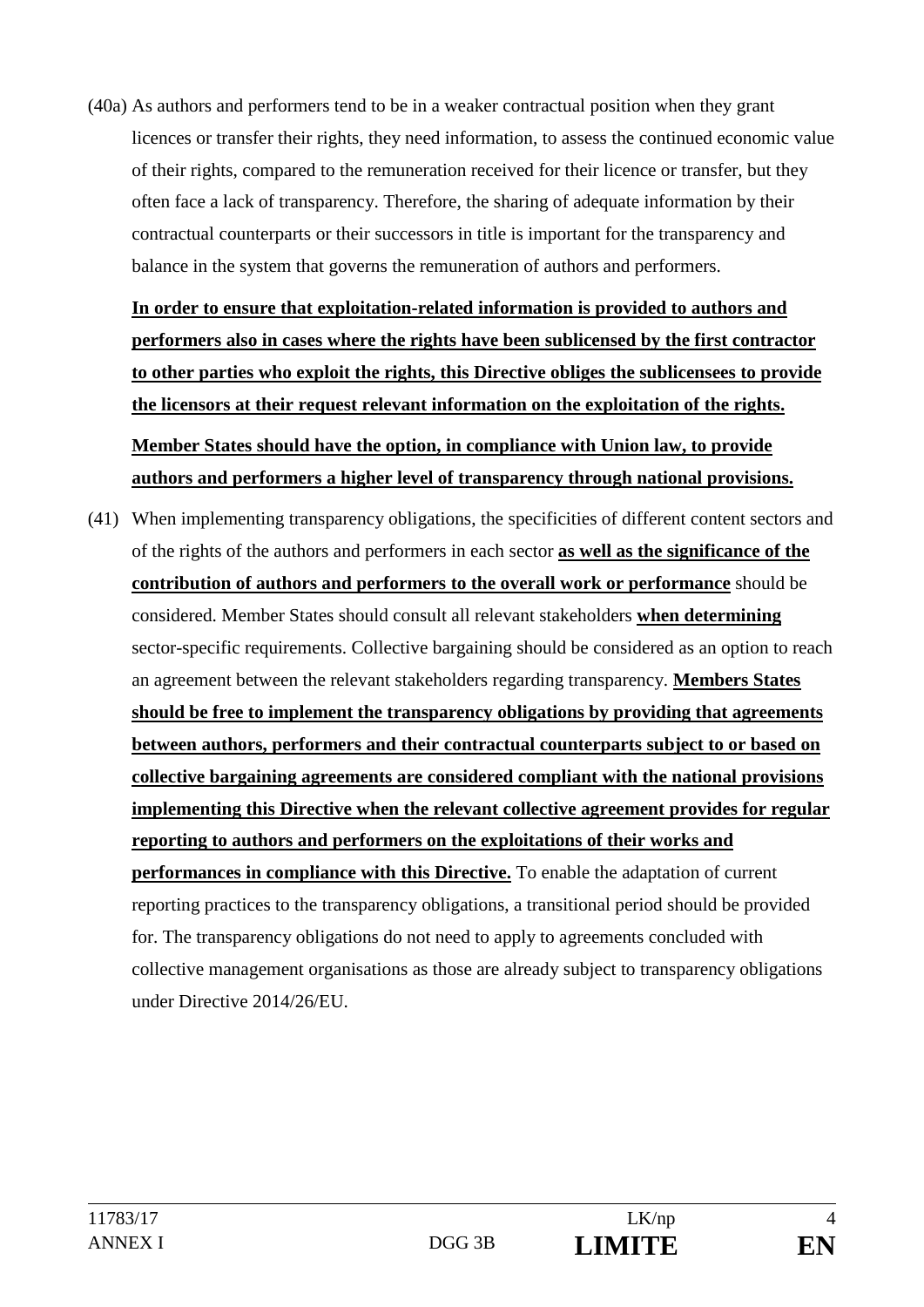(40a) As authors and performers tend to be in a weaker contractual position when they grant licences or transfer their rights, they need information, to assess the continued economic value of their rights, compared to the remuneration received for their licence or transfer, but they often face a lack of transparency. Therefore, the sharing of adequate information by their contractual counterparts or their successors in title is important for the transparency and balance in the system that governs the remuneration of authors and performers.

**In order to ensure that exploitation-related information is provided to authors and performers also in cases where the rights have been sublicensed by the first contractor to other parties who exploit the rights, this Directive obliges the sublicensees to provide the licensors at their request relevant information on the exploitation of the rights.**

**Member States should have the option, in compliance with Union law, to provide authors and performers a higher level of transparency through national provisions.**

(41) When implementing transparency obligations, the specificities of different content sectors and of the rights of the authors and performers in each sector **as well as the significance of the contribution of authors and performers to the overall work or performance** should be considered. Member States should consult all relevant stakeholders **when determining** sector-specific requirements. Collective bargaining should be considered as an option to reach an agreement between the relevant stakeholders regarding transparency. **Members States should be free to implement the transparency obligations by providing that agreements between authors, performers and their contractual counterparts subject to or based on collective bargaining agreements are considered compliant with the national provisions implementing this Directive when the relevant collective agreement provides for regular reporting to authors and performers on the exploitations of their works and performances in compliance with this Directive.** To enable the adaptation of current reporting practices to the transparency obligations, a transitional period should be provided for. The transparency obligations do not need to apply to agreements concluded with collective management organisations as those are already subject to transparency obligations under Directive 2014/26/EU.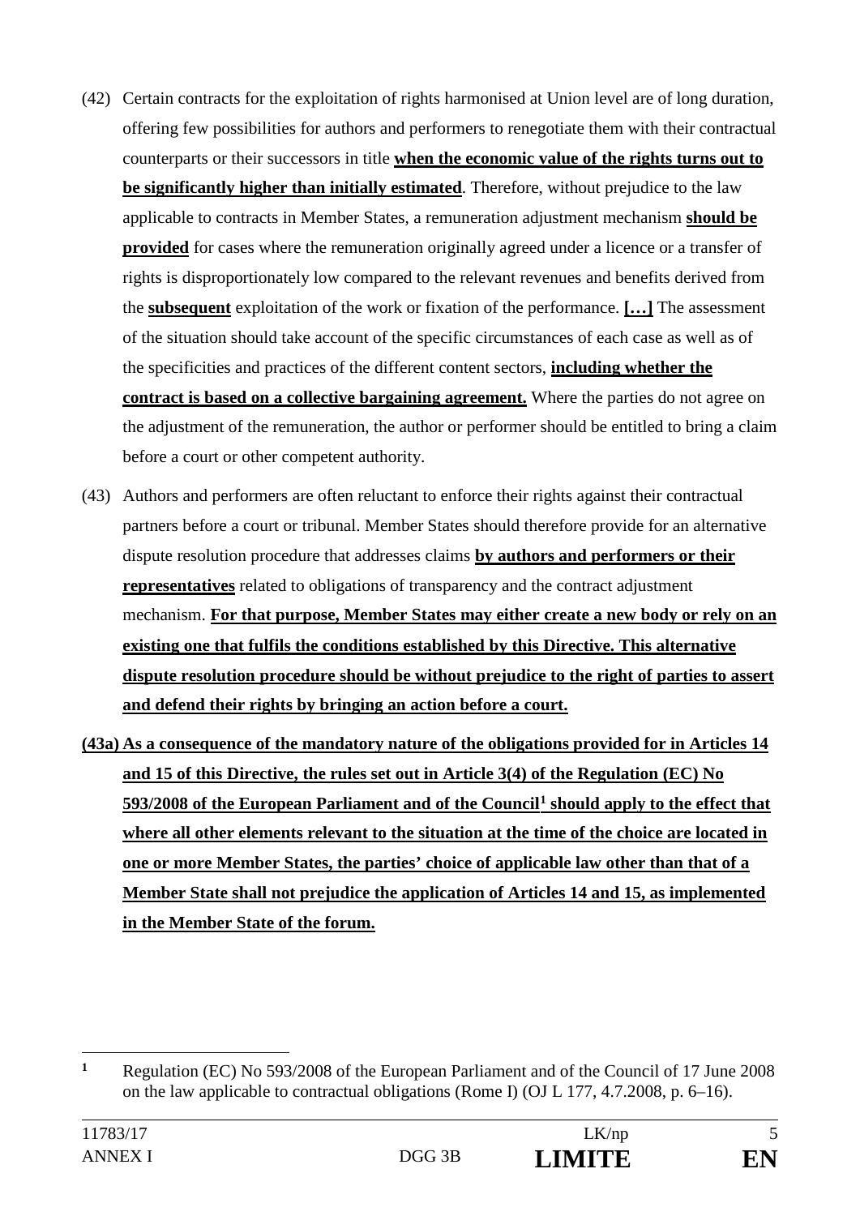(42) Certain contracts for the exploitation of rights harmonised at Union level are of long duration, offering few possibilities for authors and performers to renegotiate them with their contractual counterparts or their successors in title **when the economic value of the rights turns out to be significantly higher than initially estimated**. Therefore, without prejudice to the law applicable to contracts in Member States, a remuneration adjustment mechanism **should be provided** for cases where the remuneration originally agreed under a licence or a transfer of rights is disproportionately low compared to the relevant revenues and benefits derived from the **subsequent** exploitation of the work or fixation of the performance. **[…]** The assessment of the situation should take account of the specific circumstances of each case as well as of the specificities and practices of the different content sectors, **including whether the contract is based on a collective bargaining agreement.** Where the parties do not agree on the adjustment of the remuneration, the author or performer should be entitled to bring a claim before a court or other competent authority.

(43) Authors and performers are often reluctant to enforce their rights against their contractual partners before a court or tribunal. Member States should therefore provide for an alternative dispute resolution procedure that addresses claims **by authors and performers or their representatives** related to obligations of transparency and the contract adjustment mechanism. **For that purpose, Member States may either create a new body or rely on an existing one that fulfils the conditions established by this Directive. This alternative dispute resolution procedure should be without prejudice to the right of parties to assert and defend their rights by bringing an action before a court.**

**(43a) As a consequence of the mandatory nature of the obligations provided for in Articles 14 and 15 of this Directive, the rules set out in Article 3(4) of the Regulation (EC) No 593/2008 of the European Parliament and of the Council[1] should apply to the effect that where all other elements relevant to the situation at the time of the choice are located in one or more Member States, the parties' choice of applicable law other than that of a Member State shall not prejudice the application of Articles 14 and 15, as implemented in the Member State of the forum.**

[1] Regulation (EC) No 593/2008 of the European Parliament and of the Council of 17 June 2008 on the law applicable to contractual obligations (Rome I) (OJ L 177, 4.7.2008, p. 6–16).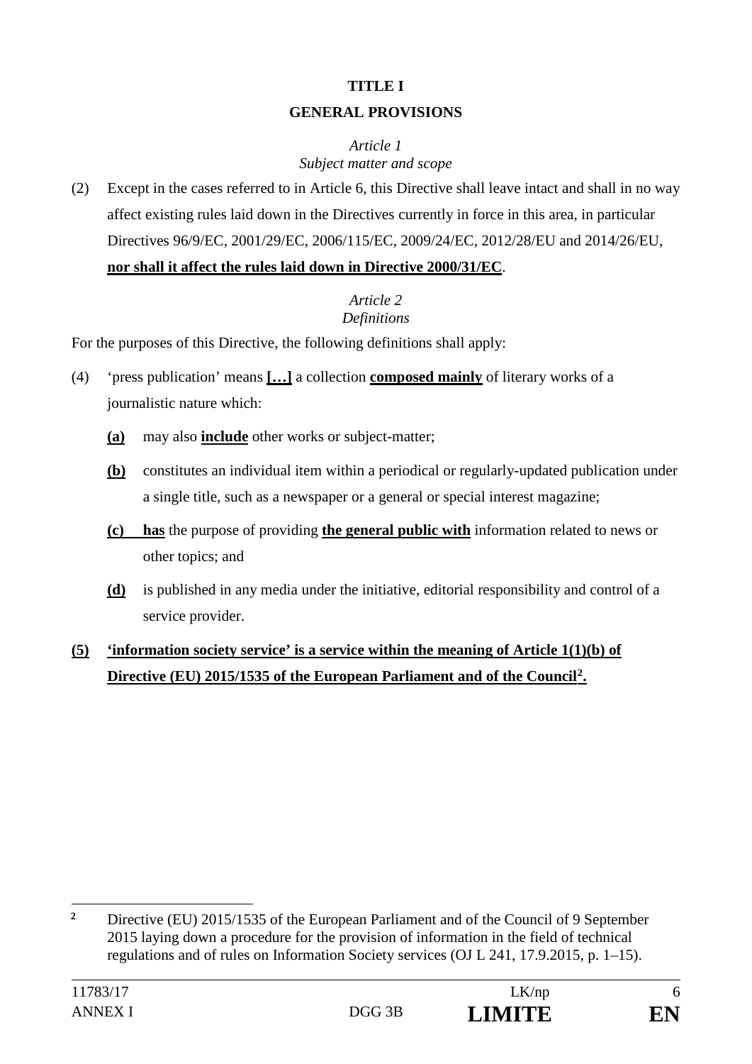## TITLE I

## GENERAL PROVISIONS

*Article 1*
*Subject matter and scope*

(2) Except in the cases referred to in Article 6, this Directive shall leave intact and shall in no way affect existing rules laid down in the Directives currently in force in this area, in particular Directives 96/9/EC, 2001/29/EC, 2006/115/EC, 2009/24/EC, 2012/28/EU and 2014/26/EU, **nor shall it affect the rules laid down in Directive 2000/31/EC**.

*Article 2*
*Definitions*

For the purposes of this Directive, the following definitions shall apply:

(4) 'press publication' means **[…]** a collection **composed mainly** of literary works of a journalistic nature which:

**(a)** may also **include** other works or subject-matter;

**(b)** constitutes an individual item within a periodical or regularly-updated publication under a single title, such as a newspaper or a general or special interest magazine;

**(c)** **has** the purpose of providing **the general public with** information related to news or other topics; and

**(d)** is published in any media under the initiative, editorial responsibility and control of a service provider.

**(5) 'information society service' is a service within the meaning of Article 1(1)(b) of Directive (EU) 2015/1535 of the European Parliament and of the Council[2].**

---

[2] Directive (EU) 2015/1535 of the European Parliament and of the Council of 9 September 2015 laying down a procedure for the provision of information in the field of technical regulations and of rules on Information Society services (OJ L 241, 17.9.2015, p. 1–15).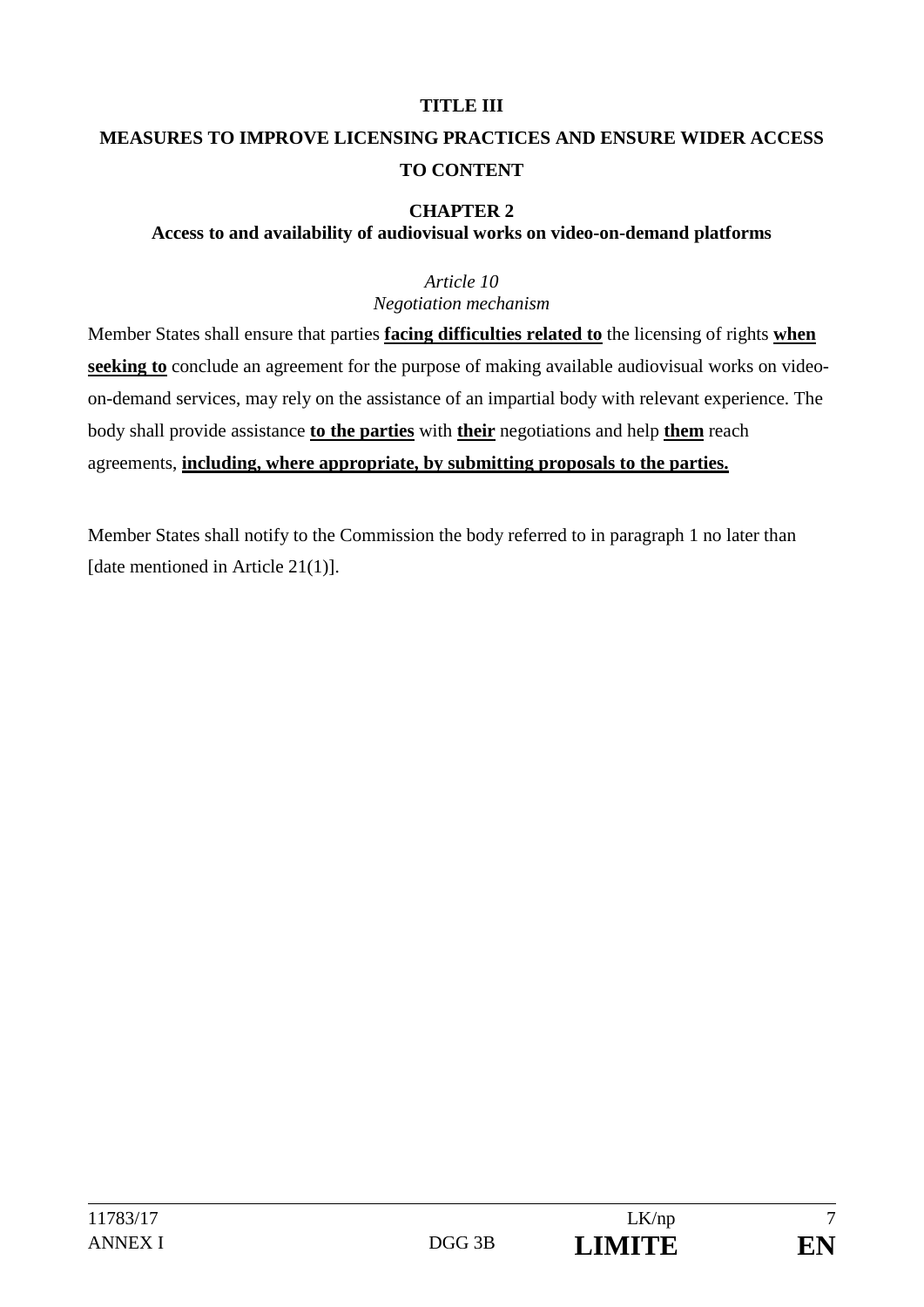**TITLE III**

**MEASURES TO IMPROVE LICENSING PRACTICES AND ENSURE WIDER ACCESS TO CONTENT**

**CHAPTER 2**

**Access to and availability of audiovisual works on video-on-demand platforms**

*Article 10*

*Negotiation mechanism*

Member States shall ensure that parties **facing difficulties related to** the licensing of rights **when seeking to** conclude an agreement for the purpose of making available audiovisual works on video-on-demand services, may rely on the assistance of an impartial body with relevant experience. The body shall provide assistance **to the parties** with **their** negotiations and help **them** reach agreements, **including, where appropriate, by submitting proposals to the parties.**

Member States shall notify to the Commission the body referred to in paragraph 1 no later than [date mentioned in Article 21(1)].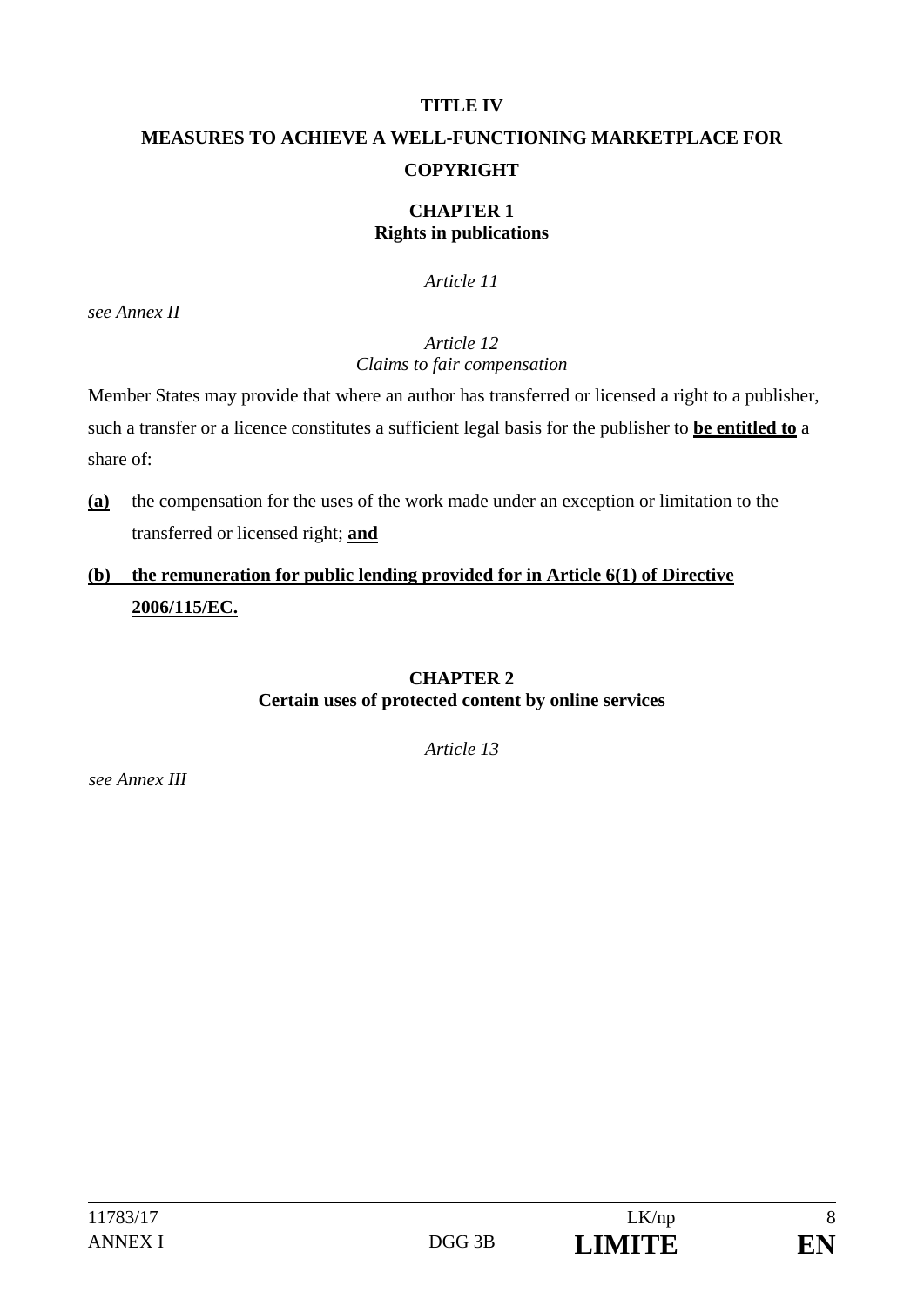**TITLE IV**

**MEASURES TO ACHIEVE A WELL-FUNCTIONING MARKETPLACE FOR COPYRIGHT**

**CHAPTER 1**
**Rights in publications**

*Article 11*

*see Annex II*

*Article 12*
*Claims to fair compensation*

Member States may provide that where an author has transferred or licensed a right to a publisher, such a transfer or a licence constitutes a sufficient legal basis for the publisher to **be entitled to** a share of:

**(a)** the compensation for the uses of the work made under an exception or limitation to the transferred or licensed right; **and**

**(b) the remuneration for public lending provided for in Article 6(1) of Directive 2006/115/EC.**

**CHAPTER 2**
**Certain uses of protected content by online services**

*Article 13*

*see Annex III*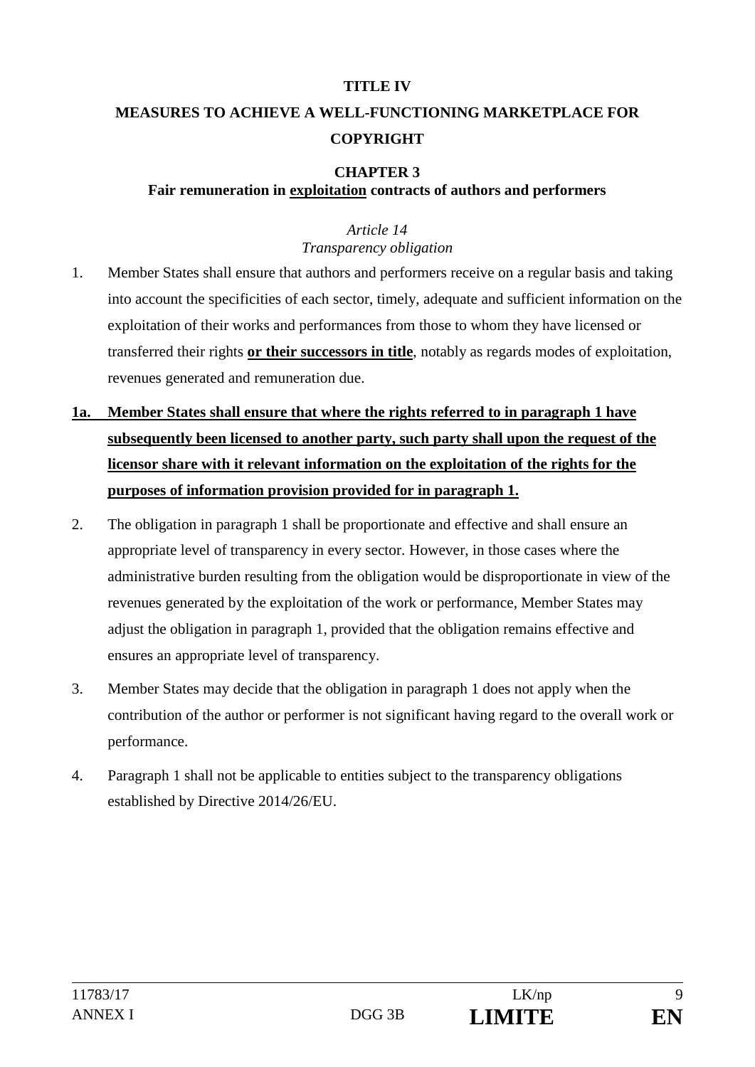**TITLE IV**

**MEASURES TO ACHIEVE A WELL-FUNCTIONING MARKETPLACE FOR COPYRIGHT**

**CHAPTER 3**

**Fair remuneration in <u>exploitation</u> contracts of authors and performers**

*Article 14*

*Transparency obligation*

1. Member States shall ensure that authors and performers receive on a regular basis and taking into account the specificities of each sector, timely, adequate and sufficient information on the exploitation of their works and performances from those to whom they have licensed or transferred their rights **<u>or their successors in title</u>**, notably as regards modes of exploitation, revenues generated and remuneration due.

**<u>1a. Member States shall ensure that where the rights referred to in paragraph 1 have subsequently been licensed to another party, such party shall upon the request of the licensor share with it relevant information on the exploitation of the rights for the purposes of information provision provided for in paragraph 1.</u>**

2. The obligation in paragraph 1 shall be proportionate and effective and shall ensure an appropriate level of transparency in every sector. However, in those cases where the administrative burden resulting from the obligation would be disproportionate in view of the revenues generated by the exploitation of the work or performance, Member States may adjust the obligation in paragraph 1, provided that the obligation remains effective and ensures an appropriate level of transparency.

3. Member States may decide that the obligation in paragraph 1 does not apply when the contribution of the author or performer is not significant having regard to the overall work or performance.

4. Paragraph 1 shall not be applicable to entities subject to the transparency obligations established by Directive 2014/26/EU.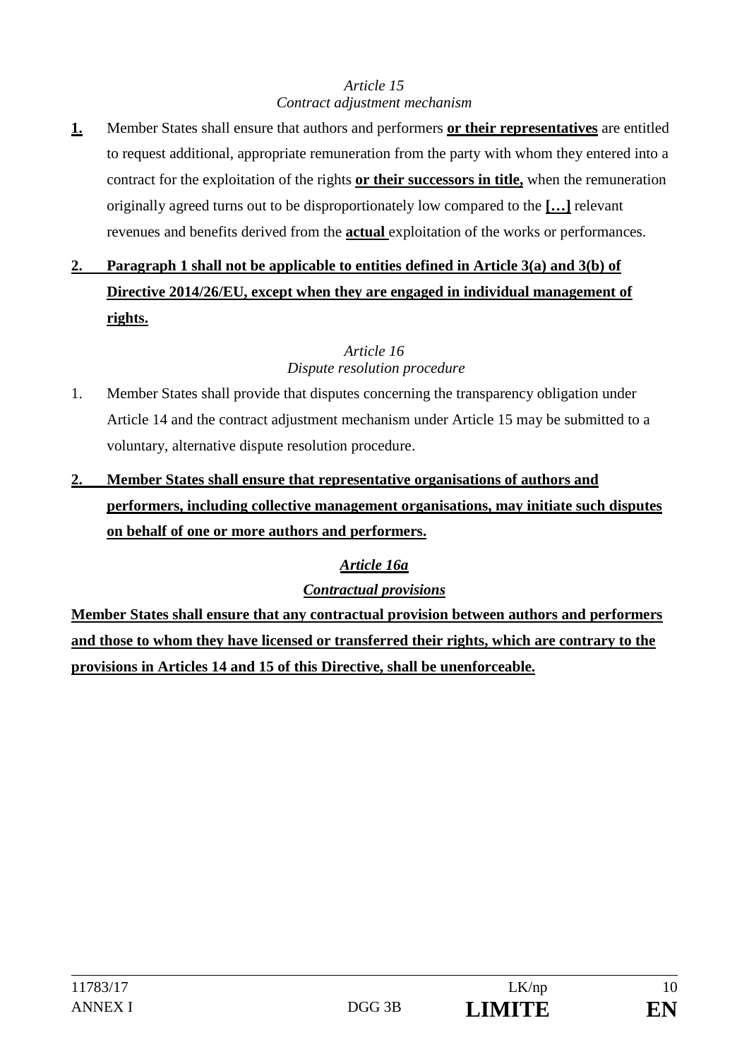*Article 15*
*Contract adjustment mechanism*

**1.** Member States shall ensure that authors and performers **or their representatives** are entitled to request additional, appropriate remuneration from the party with whom they entered into a contract for the exploitation of the rights **or their successors in title,** when the remuneration originally agreed turns out to be disproportionately low compared to the **[…]** relevant revenues and benefits derived from the **actual** exploitation of the works or performances.

**2. Paragraph 1 shall not be applicable to entities defined in Article 3(a) and 3(b) of Directive 2014/26/EU, except when they are engaged in individual management of rights.**

*Article 16*
*Dispute resolution procedure*

1. Member States shall provide that disputes concerning the transparency obligation under Article 14 and the contract adjustment mechanism under Article 15 may be submitted to a voluntary, alternative dispute resolution procedure.

**2. Member States shall ensure that representative organisations of authors and performers, including collective management organisations, may initiate such disputes on behalf of one or more authors and performers.**

***Article 16a***

***Contractual provisions***

**Member States shall ensure that any contractual provision between authors and performers and those to whom they have licensed or transferred their rights, which are contrary to the provisions in Articles 14 and 15 of this Directive, shall be unenforceable.**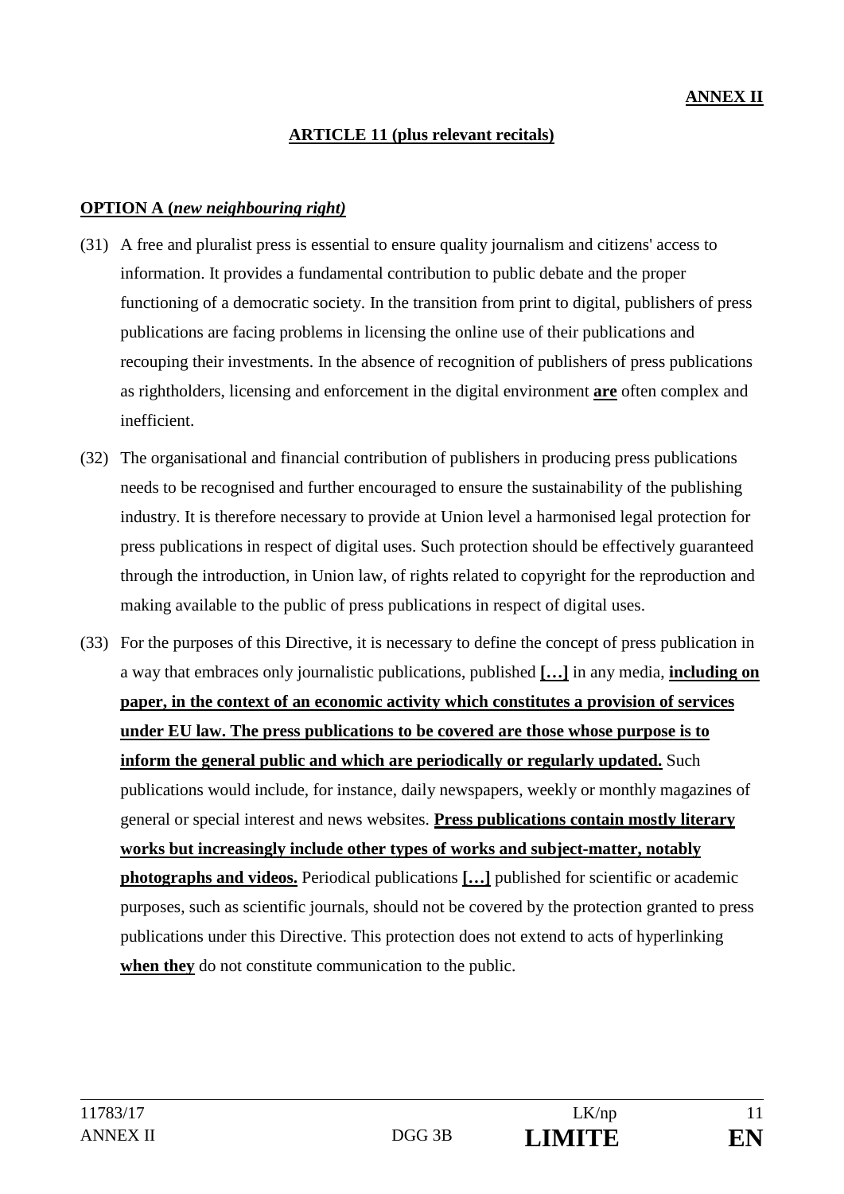**ANNEX II**

**ARTICLE 11 (plus relevant recitals)**

**OPTION A (*new neighbouring right)***

(31) A free and pluralist press is essential to ensure quality journalism and citizens' access to information. It provides a fundamental contribution to public debate and the proper functioning of a democratic society. In the transition from print to digital, publishers of press publications are facing problems in licensing the online use of their publications and recouping their investments. In the absence of recognition of publishers of press publications as rightholders, licensing and enforcement in the digital environment **are** often complex and inefficient.

(32) The organisational and financial contribution of publishers in producing press publications needs to be recognised and further encouraged to ensure the sustainability of the publishing industry. It is therefore necessary to provide at Union level a harmonised legal protection for press publications in respect of digital uses. Such protection should be effectively guaranteed through the introduction, in Union law, of rights related to copyright for the reproduction and making available to the public of press publications in respect of digital uses.

(33) For the purposes of this Directive, it is necessary to define the concept of press publication in a way that embraces only journalistic publications, published **[…]** in any media, **including on paper, in the context of an economic activity which constitutes a provision of services under EU law. The press publications to be covered are those whose purpose is to inform the general public and which are periodically or regularly updated.** Such publications would include, for instance, daily newspapers, weekly or monthly magazines of general or special interest and news websites. **Press publications contain mostly literary works but increasingly include other types of works and subject-matter, notably photographs and videos.** Periodical publications **[…]** published for scientific or academic purposes, such as scientific journals, should not be covered by the protection granted to press publications under this Directive. This protection does not extend to acts of hyperlinking **when they** do not constitute communication to the public.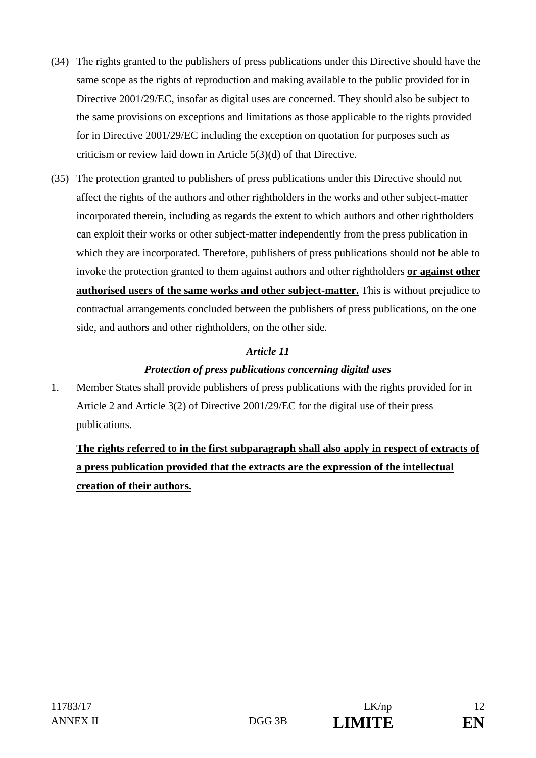(34) The rights granted to the publishers of press publications under this Directive should have the same scope as the rights of reproduction and making available to the public provided for in Directive 2001/29/EC, insofar as digital uses are concerned. They should also be subject to the same provisions on exceptions and limitations as those applicable to the rights provided for in Directive 2001/29/EC including the exception on quotation for purposes such as criticism or review laid down in Article 5(3)(d) of that Directive.

(35) The protection granted to publishers of press publications under this Directive should not affect the rights of the authors and other rightholders in the works and other subject-matter incorporated therein, including as regards the extent to which authors and other rightholders can exploit their works or other subject-matter independently from the press publication in which they are incorporated. Therefore, publishers of press publications should not be able to invoke the protection granted to them against authors and other rightholders **<u>or against other authorised users of the same works and other subject-matter.</u>** This is without prejudice to contractual arrangements concluded between the publishers of press publications, on the one side, and authors and other rightholders, on the other side.

***Article 11***

***Protection of press publications concerning digital uses***

1. Member States shall provide publishers of press publications with the rights provided for in Article 2 and Article 3(2) of Directive 2001/29/EC for the digital use of their press publications.

   **<u>The rights referred to in the first subparagraph shall also apply in respect of extracts of a press publication provided that the extracts are the expression of the intellectual creation of their authors.</u>**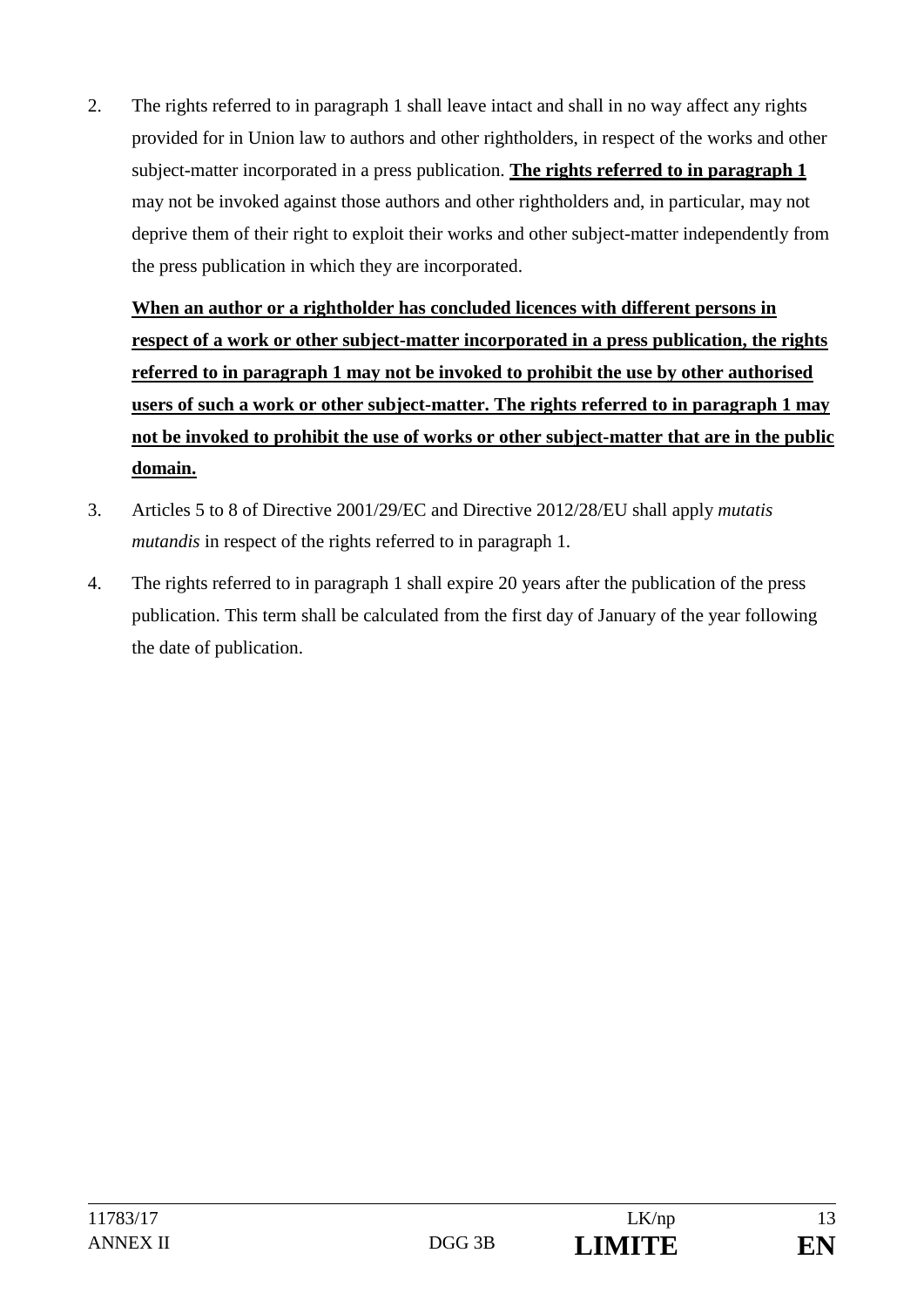2. The rights referred to in paragraph 1 shall leave intact and shall in no way affect any rights provided for in Union law to authors and other rightholders, in respect of the works and other subject-matter incorporated in a press publication. **The rights referred to in paragraph 1** may not be invoked against those authors and other rightholders and, in particular, may not deprive them of their right to exploit their works and other subject-matter independently from the press publication in which they are incorporated.

   **When an author or a rightholder has concluded licences with different persons in respect of a work or other subject-matter incorporated in a press publication, the rights referred to in paragraph 1 may not be invoked to prohibit the use by other authorised users of such a work or other subject-matter. The rights referred to in paragraph 1 may not be invoked to prohibit the use of works or other subject-matter that are in the public domain.**

3. Articles 5 to 8 of Directive 2001/29/EC and Directive 2012/28/EU shall apply *mutatis mutandis* in respect of the rights referred to in paragraph 1.

4. The rights referred to in paragraph 1 shall expire 20 years after the publication of the press publication. This term shall be calculated from the first day of January of the year following the date of publication.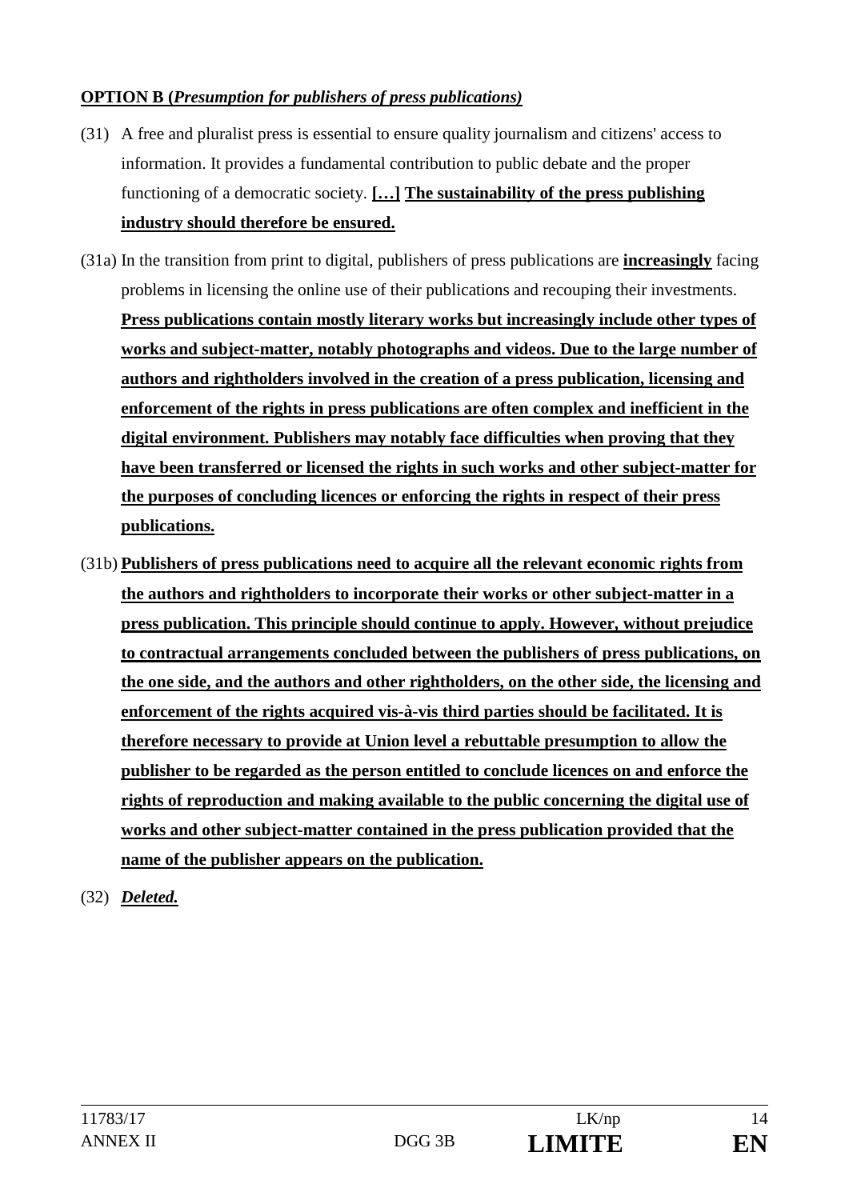**OPTION B (*Presumption for publishers of press publications)***

(31) A free and pluralist press is essential to ensure quality journalism and citizens' access to information. It provides a fundamental contribution to public debate and the proper functioning of a democratic society. **[…]** **The sustainability of the press publishing industry should therefore be ensured.**

(31a) In the transition from print to digital, publishers of press publications are **increasingly** facing problems in licensing the online use of their publications and recouping their investments. **Press publications contain mostly literary works but increasingly include other types of works and subject-matter, notably photographs and videos. Due to the large number of authors and rightholders involved in the creation of a press publication, licensing and enforcement of the rights in press publications are often complex and inefficient in the digital environment. Publishers may notably face difficulties when proving that they have been transferred or licensed the rights in such works and other subject-matter for the purposes of concluding licences or enforcing the rights in respect of their press publications.**

(31b) **Publishers of press publications need to acquire all the relevant economic rights from the authors and rightholders to incorporate their works or other subject-matter in a press publication. This principle should continue to apply. However, without prejudice to contractual arrangements concluded between the publishers of press publications, on the one side, and the authors and other rightholders, on the other side, the licensing and enforcement of the rights acquired vis-à-vis third parties should be facilitated. It is therefore necessary to provide at Union level a rebuttable presumption to allow the publisher to be regarded as the person entitled to conclude licences on and enforce the rights of reproduction and making available to the public concerning the digital use of works and other subject-matter contained in the press publication provided that the name of the publisher appears on the publication.**

(32) ***Deleted.***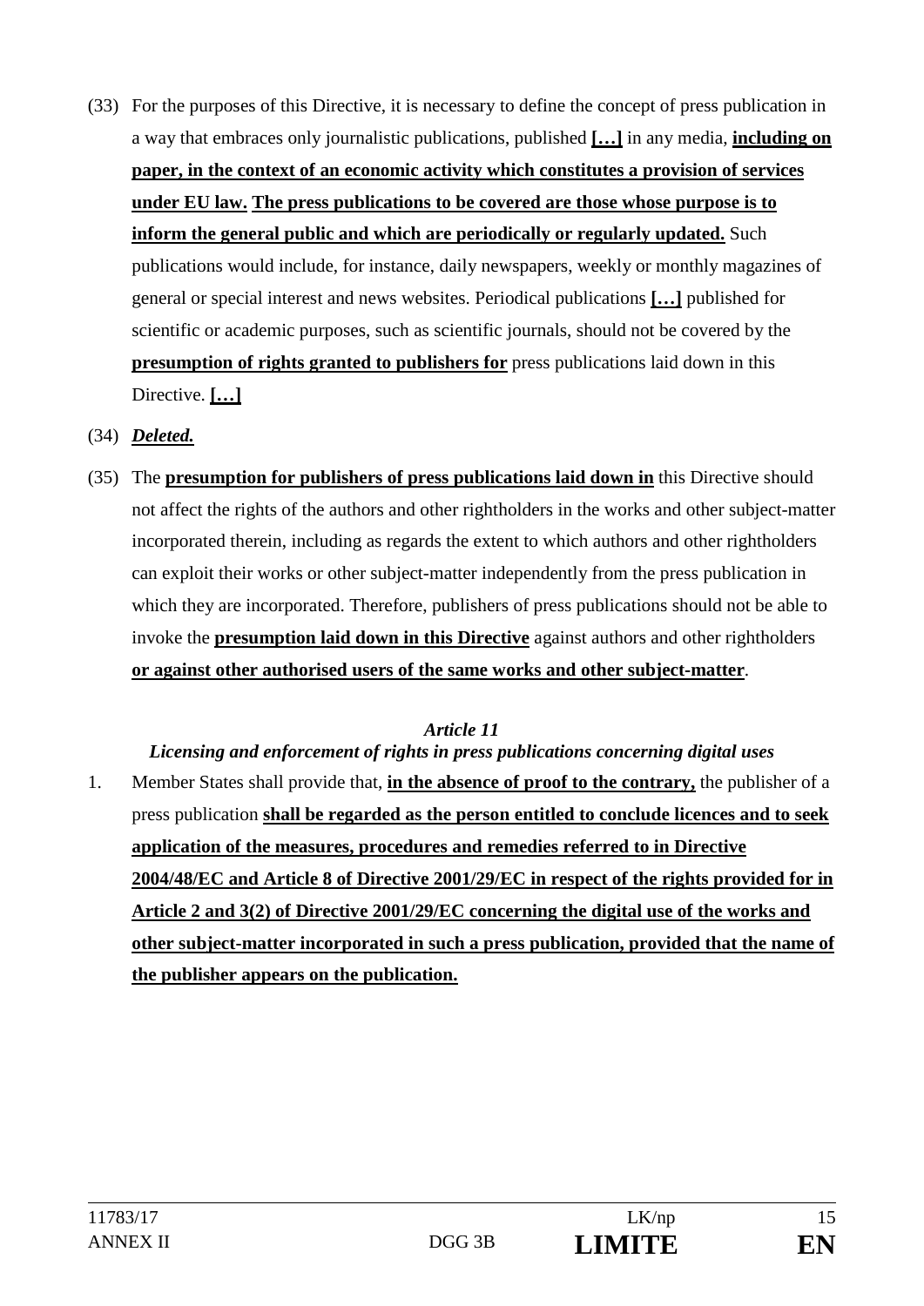(33) For the purposes of this Directive, it is necessary to define the concept of press publication in a way that embraces only journalistic publications, published **[…]** in any media, **including on paper, in the context of an economic activity which constitutes a provision of services under EU law. The press publications to be covered are those whose purpose is to inform the general public and which are periodically or regularly updated.** Such publications would include, for instance, daily newspapers, weekly or monthly magazines of general or special interest and news websites. Periodical publications **[…]** published for scientific or academic purposes, such as scientific journals, should not be covered by the **presumption of rights granted to publishers for** press publications laid down in this Directive. **[…]**

(34) ***Deleted.***

(35) The **presumption for publishers of press publications laid down in** this Directive should not affect the rights of the authors and other rightholders in the works and other subject-matter incorporated therein, including as regards the extent to which authors and other rightholders can exploit their works or other subject-matter independently from the press publication in which they are incorporated. Therefore, publishers of press publications should not be able to invoke the **presumption laid down in this Directive** against authors and other rightholders **or against other authorised users of the same works and other subject-matter**.

*Article 11*

*Licensing and enforcement of rights in press publications concerning digital uses*

1. Member States shall provide that, **in the absence of proof to the contrary,** the publisher of a press publication **shall be regarded as the person entitled to conclude licences and to seek application of the measures, procedures and remedies referred to in Directive 2004/48/EC and Article 8 of Directive 2001/29/EC in respect of the rights provided for in Article 2 and 3(2) of Directive 2001/29/EC concerning the digital use of the works and other subject-matter incorporated in such a press publication, provided that the name of the publisher appears on the publication.**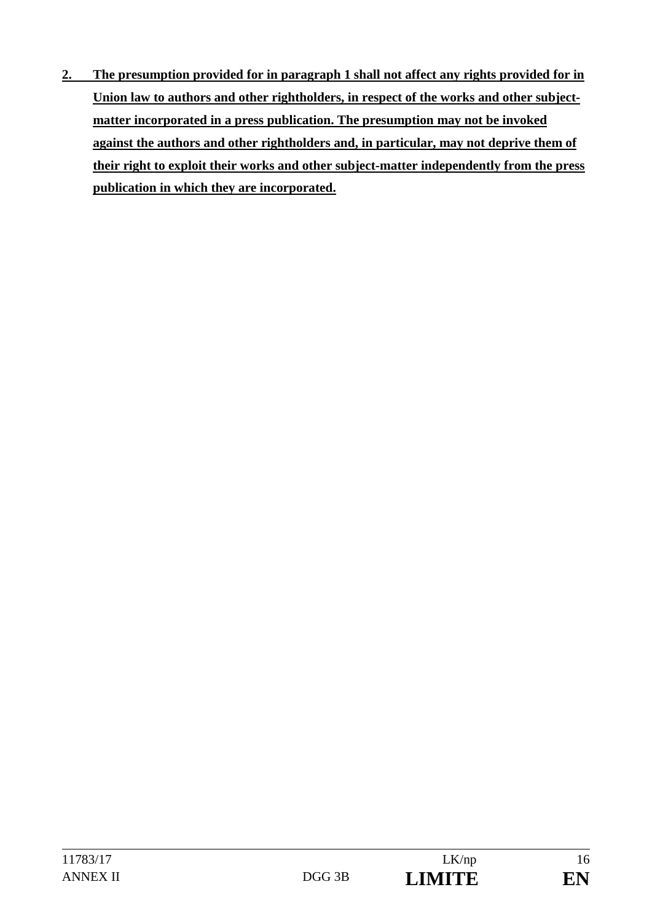**<u>2. The presumption provided for in paragraph 1 shall not affect any rights provided for in Union law to authors and other rightholders, in respect of the works and other subject-matter incorporated in a press publication. The presumption may not be invoked against the authors and other rightholders and, in particular, may not deprive them of their right to exploit their works and other subject-matter independently from the press publication in which they are incorporated.</u>**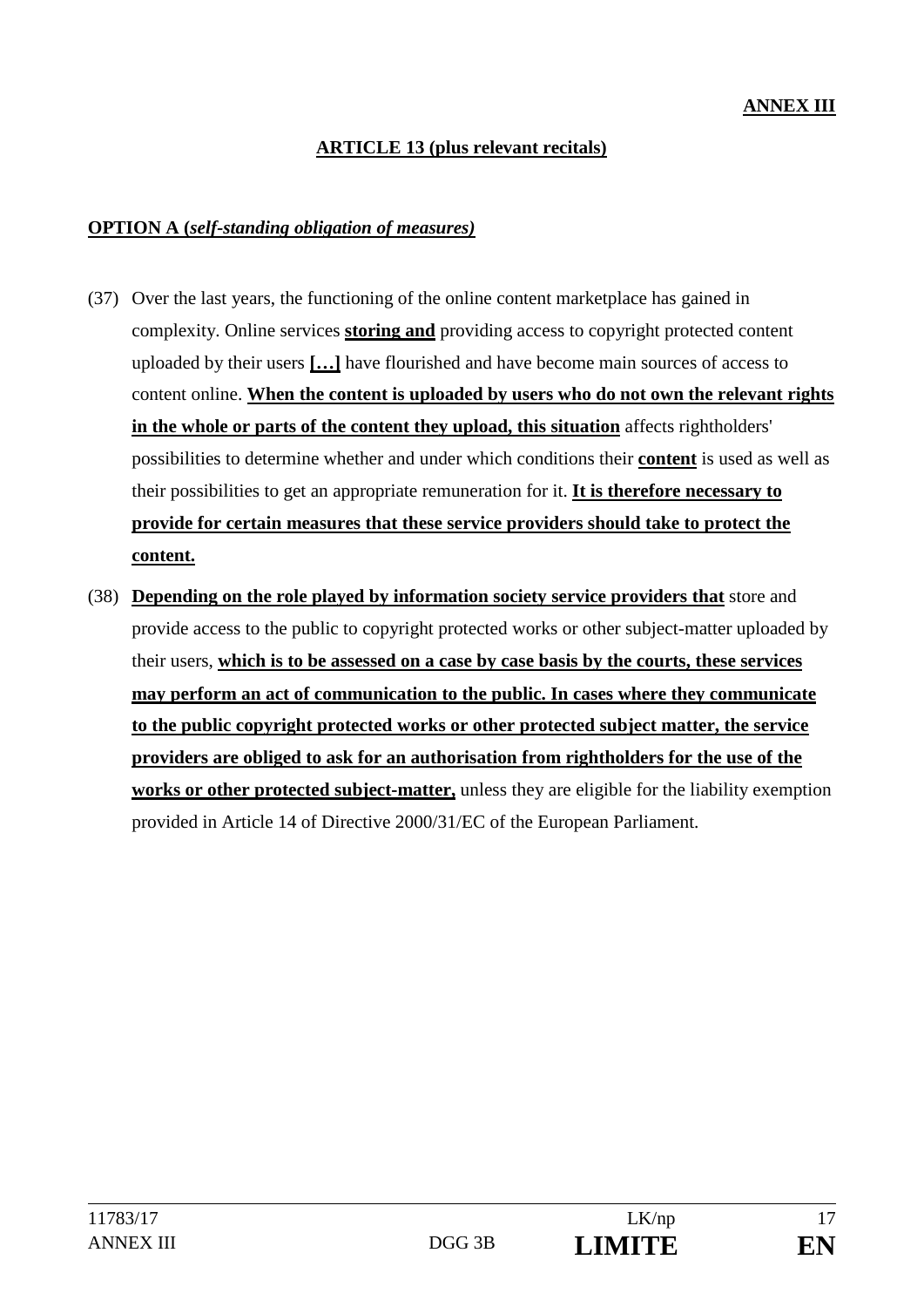**ANNEX III**

**ARTICLE 13 (plus relevant recitals)**

**OPTION A (*self-standing obligation of measures)***

(37) Over the last years, the functioning of the online content marketplace has gained in complexity. Online services **storing and** providing access to copyright protected content uploaded by their users **[…]** have flourished and have become main sources of access to content online. **When the content is uploaded by users who do not own the relevant rights in the whole or parts of the content they upload, this situation** affects rightholders' possibilities to determine whether and under which conditions their **content** is used as well as their possibilities to get an appropriate remuneration for it. **It is therefore necessary to provide for certain measures that these service providers should take to protect the content.**

(38) **Depending on the role played by information society service providers that** store and provide access to the public to copyright protected works or other subject-matter uploaded by their users, **which is to be assessed on a case by case basis by the courts, these services may perform an act of communication to the public. In cases where they communicate to the public copyright protected works or other protected subject matter, the service providers are obliged to ask for an authorisation from rightholders for the use of the works or other protected subject-matter,** unless they are eligible for the liability exemption provided in Article 14 of Directive 2000/31/EC of the European Parliament.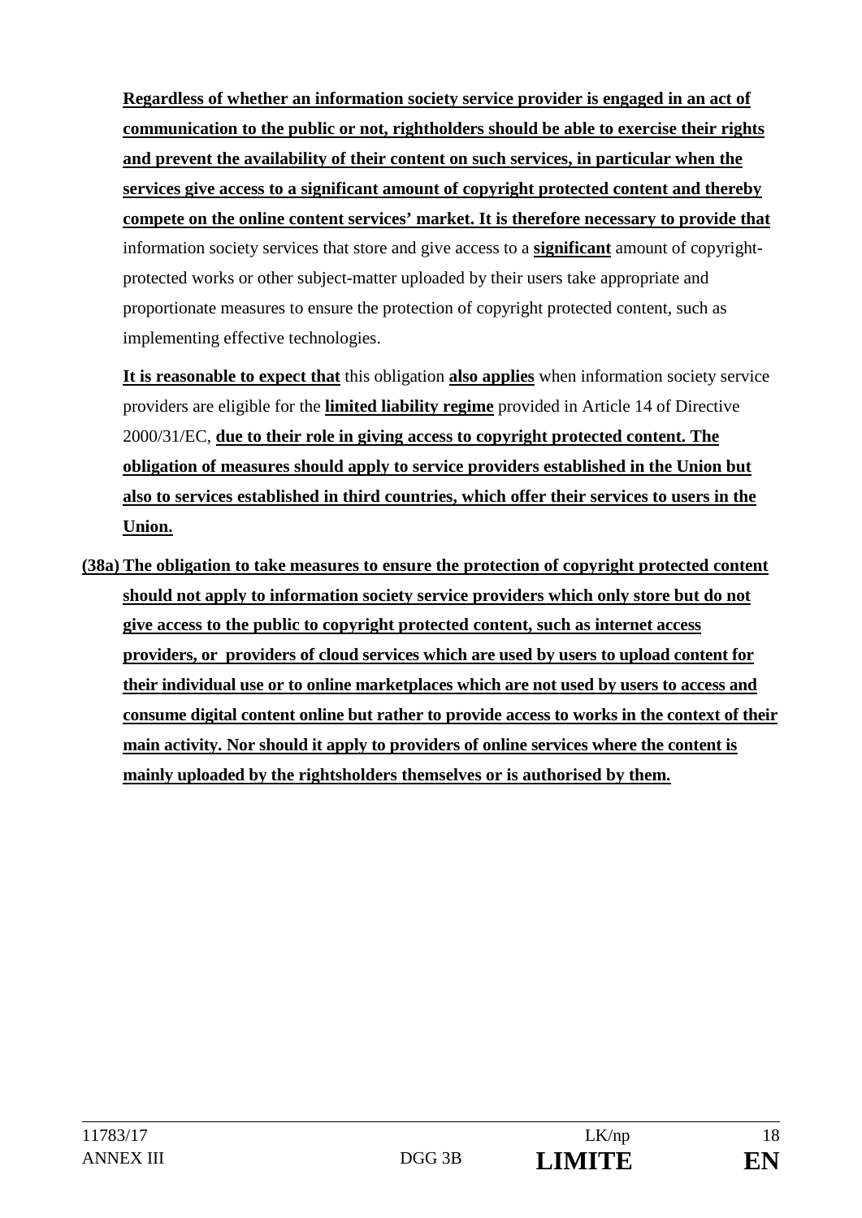**Regardless of whether an information society service provider is engaged in an act of communication to the public or not, rightholders should be able to exercise their rights and prevent the availability of their content on such services, in particular when the services give access to a significant amount of copyright protected content and thereby compete on the online content services' market. It is therefore necessary to provide that** information society services that store and give access to a **significant** amount of copyright-protected works or other subject-matter uploaded by their users take appropriate and proportionate measures to ensure the protection of copyright protected content, such as implementing effective technologies.

**It is reasonable to expect that** this obligation **also applies** when information society service providers are eligible for the **limited liability regime** provided in Article 14 of Directive 2000/31/EC, **due to their role in giving access to copyright protected content. The obligation of measures should apply to service providers established in the Union but also to services established in third countries, which offer their services to users in the Union.**

**(38a) The obligation to take measures to ensure the protection of copyright protected content should not apply to information society service providers which only store but do not give access to the public to copyright protected content, such as internet access providers, or providers of cloud services which are used by users to upload content for their individual use or to online marketplaces which are not used by users to access and consume digital content online but rather to provide access to works in the context of their main activity. Nor should it apply to providers of online services where the content is mainly uploaded by the rightsholders themselves or is authorised by them.**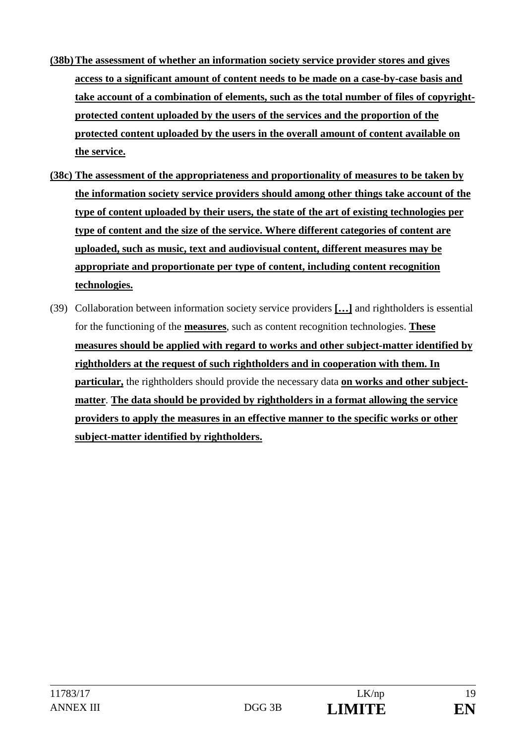**(38b) The assessment of whether an information society service provider stores and gives access to a significant amount of content needs to be made on a case-by-case basis and take account of a combination of elements, such as the total number of files of copyright-protected content uploaded by the users of the services and the proportion of the protected content uploaded by the users in the overall amount of content available on the service.**

**(38c) The assessment of the appropriateness and proportionality of measures to be taken by the information society service providers should among other things take account of the type of content uploaded by their users, the state of the art of existing technologies per type of content and the size of the service. Where different categories of content are uploaded, such as music, text and audiovisual content, different measures may be appropriate and proportionate per type of content, including content recognition technologies.**

(39) Collaboration between information society service providers **[…]** and rightholders is essential for the functioning of the **measures**, such as content recognition technologies. **These measures should be applied with regard to works and other subject-matter identified by rightholders at the request of such rightholders and in cooperation with them. In particular,** the rightholders should provide the necessary data **on works and other subject-matter**. **The data should be provided by rightholders in a format allowing the service providers to apply the measures in an effective manner to the specific works or other subject-matter identified by rightholders.**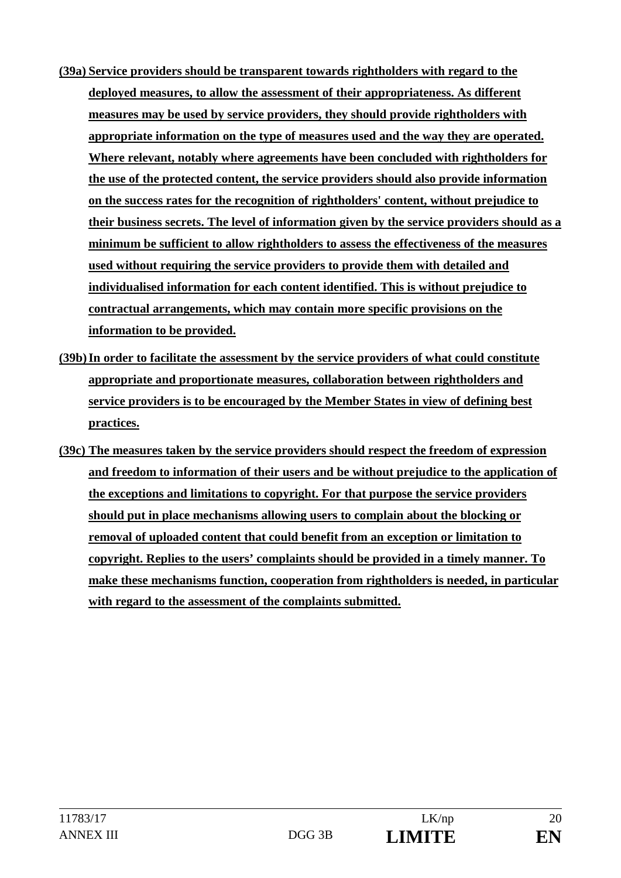**(39a) Service providers should be transparent towards rightholders with regard to the deployed measures, to allow the assessment of their appropriateness. As different measures may be used by service providers, they should provide rightholders with appropriate information on the type of measures used and the way they are operated. Where relevant, notably where agreements have been concluded with rightholders for the use of the protected content, the service providers should also provide information on the success rates for the recognition of rightholders' content, without prejudice to their business secrets. The level of information given by the service providers should as a minimum be sufficient to allow rightholders to assess the effectiveness of the measures used without requiring the service providers to provide them with detailed and individualised information for each content identified. This is without prejudice to contractual arrangements, which may contain more specific provisions on the information to be provided.**

**(39b) In order to facilitate the assessment by the service providers of what could constitute appropriate and proportionate measures, collaboration between rightholders and service providers is to be encouraged by the Member States in view of defining best practices.**

**(39c) The measures taken by the service providers should respect the freedom of expression and freedom to information of their users and be without prejudice to the application of the exceptions and limitations to copyright. For that purpose the service providers should put in place mechanisms allowing users to complain about the blocking or removal of uploaded content that could benefit from an exception or limitation to copyright. Replies to the users' complaints should be provided in a timely manner. To make these mechanisms function, cooperation from rightholders is needed, in particular with regard to the assessment of the complaints submitted.**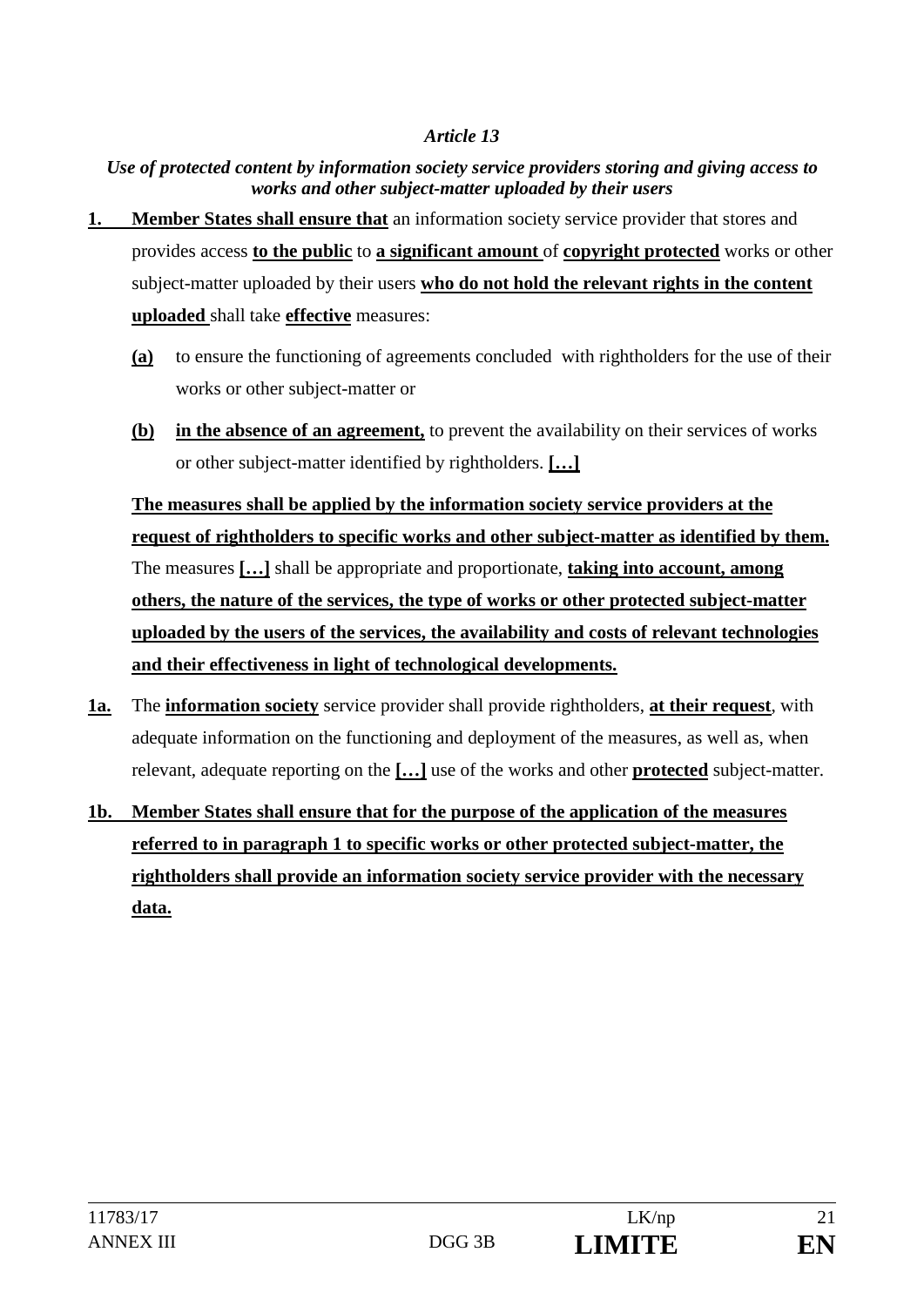*Article 13*

***Use of protected content by information society service providers storing and giving access to works and other subject-matter uploaded by their users***

**1. Member States shall ensure that** an information society service provider that stores and provides access **to the public** to **a significant amount** of **copyright protected** works or other subject-matter uploaded by their users **who do not hold the relevant rights in the content uploaded** shall take **effective** measures:

**(a)** to ensure the functioning of agreements concluded with rightholders for the use of their works or other subject-matter or

**(b)** **in the absence of an agreement,** to prevent the availability on their services of works or other subject-matter identified by rightholders. **[…]**

**The measures shall be applied by the information society service providers at the request of rightholders to specific works and other subject-matter as identified by them.** The measures **[…]** shall be appropriate and proportionate, **taking into account, among others, the nature of the services, the type of works or other protected subject-matter uploaded by the users of the services, the availability and costs of relevant technologies and their effectiveness in light of technological developments.**

**1a.** The **information society** service provider shall provide rightholders, **at their request**, with adequate information on the functioning and deployment of the measures, as well as, when relevant, adequate reporting on the **[…]** use of the works and other **protected** subject-matter.

**1b. Member States shall ensure that for the purpose of the application of the measures referred to in paragraph 1 to specific works or other protected subject-matter, the rightholders shall provide an information society service provider with the necessary data.**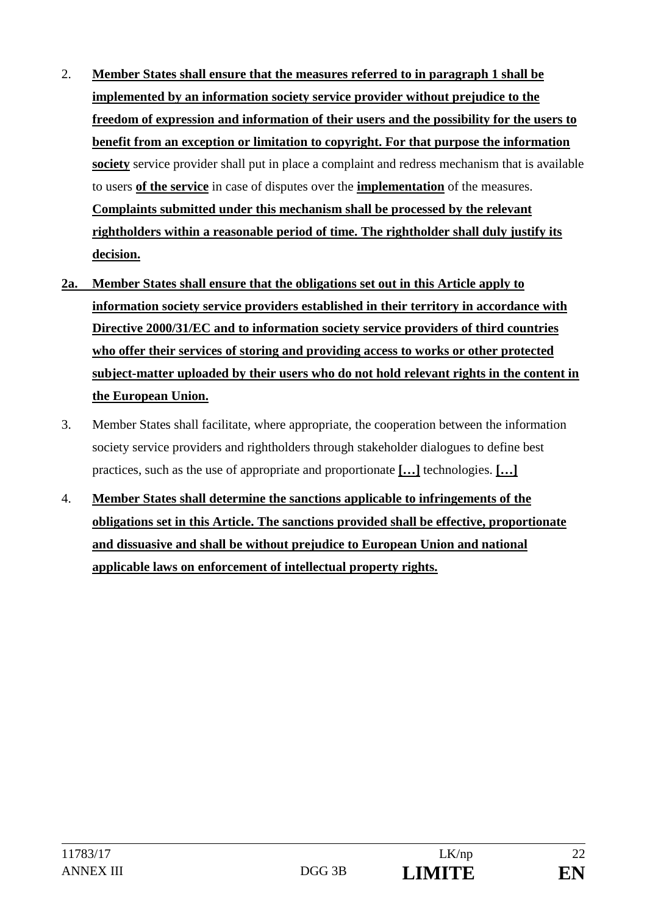2. **Member States shall ensure that the measures referred to in paragraph 1 shall be implemented by an information society service provider without prejudice to the freedom of expression and information of their users and the possibility for the users to benefit from an exception or limitation to copyright. For that purpose the information society** service provider shall put in place a complaint and redress mechanism that is available to users **of the service** in case of disputes over the **implementation** of the measures. **Complaints submitted under this mechanism shall be processed by the relevant rightholders within a reasonable period of time. The rightholder shall duly justify its decision.**

**2a. Member States shall ensure that the obligations set out in this Article apply to information society service providers established in their territory in accordance with Directive 2000/31/EC and to information society service providers of third countries who offer their services of storing and providing access to works or other protected subject-matter uploaded by their users who do not hold relevant rights in the content in the European Union.**

3. Member States shall facilitate, where appropriate, the cooperation between the information society service providers and rightholders through stakeholder dialogues to define best practices, such as the use of appropriate and proportionate **[…]** technologies. **[…]**

4. **Member States shall determine the sanctions applicable to infringements of the obligations set in this Article. The sanctions provided shall be effective, proportionate and dissuasive and shall be without prejudice to European Union and national applicable laws on enforcement of intellectual property rights.**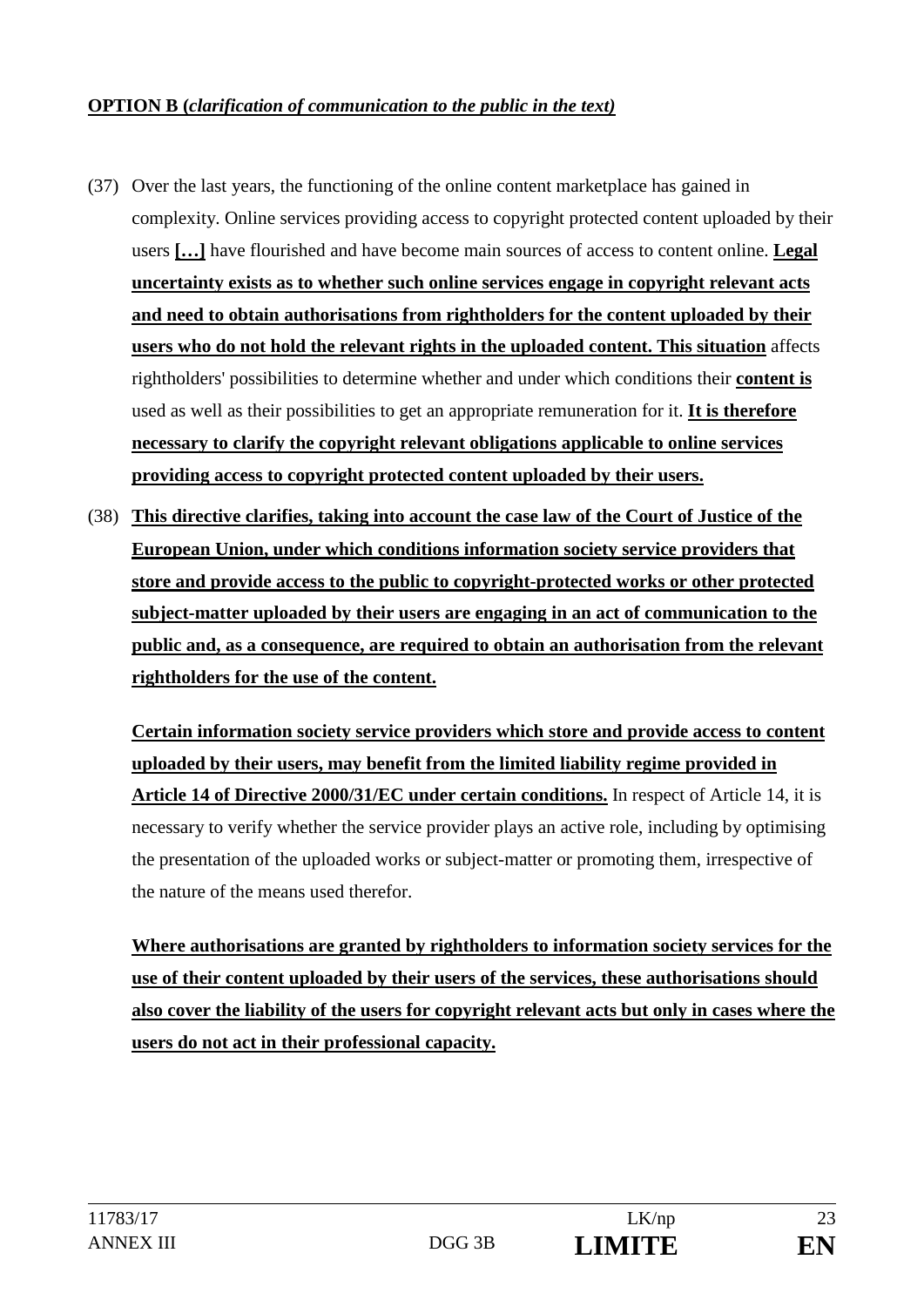**OPTION B (*clarification of communication to the public in the text)***

(37) Over the last years, the functioning of the online content marketplace has gained in complexity. Online services providing access to copyright protected content uploaded by their users **[…]** have flourished and have become main sources of access to content online. **Legal uncertainty exists as to whether such online services engage in copyright relevant acts and need to obtain authorisations from rightholders for the content uploaded by their users who do not hold the relevant rights in the uploaded content. This situation** affects rightholders' possibilities to determine whether and under which conditions their **content is** used as well as their possibilities to get an appropriate remuneration for it. **It is therefore necessary to clarify the copyright relevant obligations applicable to online services providing access to copyright protected content uploaded by their users.**

(38) **This directive clarifies, taking into account the case law of the Court of Justice of the European Union, under which conditions information society service providers that store and provide access to the public to copyright-protected works or other protected subject-matter uploaded by their users are engaging in an act of communication to the public and, as a consequence, are required to obtain an authorisation from the relevant rightholders for the use of the content.**

**Certain information society service providers which store and provide access to content uploaded by their users, may benefit from the limited liability regime provided in Article 14 of Directive 2000/31/EC under certain conditions.** In respect of Article 14, it is necessary to verify whether the service provider plays an active role, including by optimising the presentation of the uploaded works or subject-matter or promoting them, irrespective of the nature of the means used therefor.

**Where authorisations are granted by rightholders to information society services for the use of their content uploaded by their users of the services, these authorisations should also cover the liability of the users for copyright relevant acts but only in cases where the users do not act in their professional capacity.**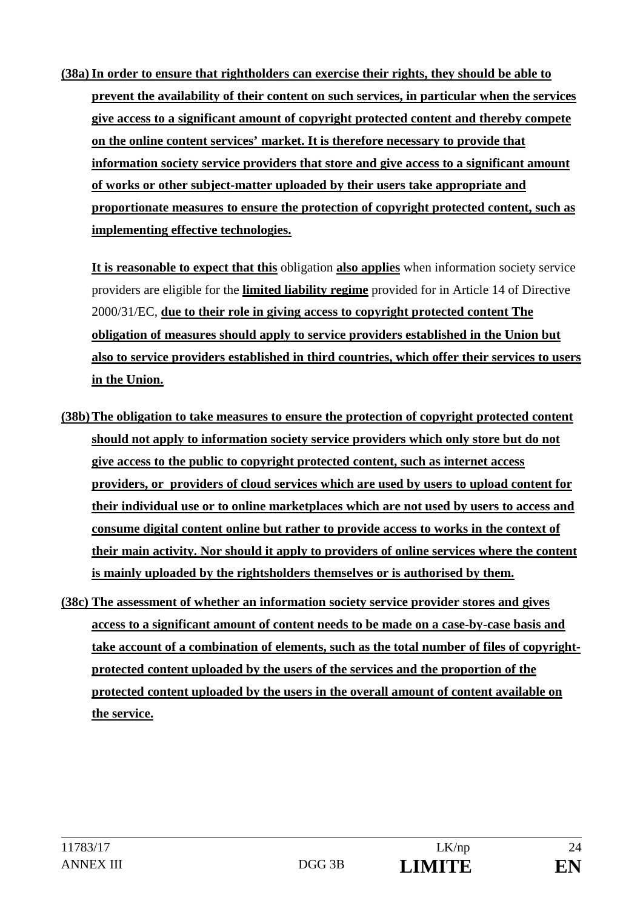**(38a) In order to ensure that rightholders can exercise their rights, they should be able to prevent the availability of their content on such services, in particular when the services give access to a significant amount of copyright protected content and thereby compete on the online content services' market. It is therefore necessary to provide that information society service providers that store and give access to a significant amount of works or other subject-matter uploaded by their users take appropriate and proportionate measures to ensure the protection of copyright protected content, such as implementing effective technologies.**

**It is reasonable to expect that this** obligation **also applies** when information society service providers are eligible for the **limited liability regime** provided for in Article 14 of Directive 2000/31/EC, **due to their role in giving access to copyright protected content The obligation of measures should apply to service providers established in the Union but also to service providers established in third countries, which offer their services to users in the Union.**

**(38b) The obligation to take measures to ensure the protection of copyright protected content should not apply to information society service providers which only store but do not give access to the public to copyright protected content, such as internet access providers, or providers of cloud services which are used by users to upload content for their individual use or to online marketplaces which are not used by users to access and consume digital content online but rather to provide access to works in the context of their main activity. Nor should it apply to providers of online services where the content is mainly uploaded by the rightsholders themselves or is authorised by them.**

**(38c) The assessment of whether an information society service provider stores and gives access to a significant amount of content needs to be made on a case-by-case basis and take account of a combination of elements, such as the total number of files of copyright-protected content uploaded by the users of the services and the proportion of the protected content uploaded by the users in the overall amount of content available on the service.**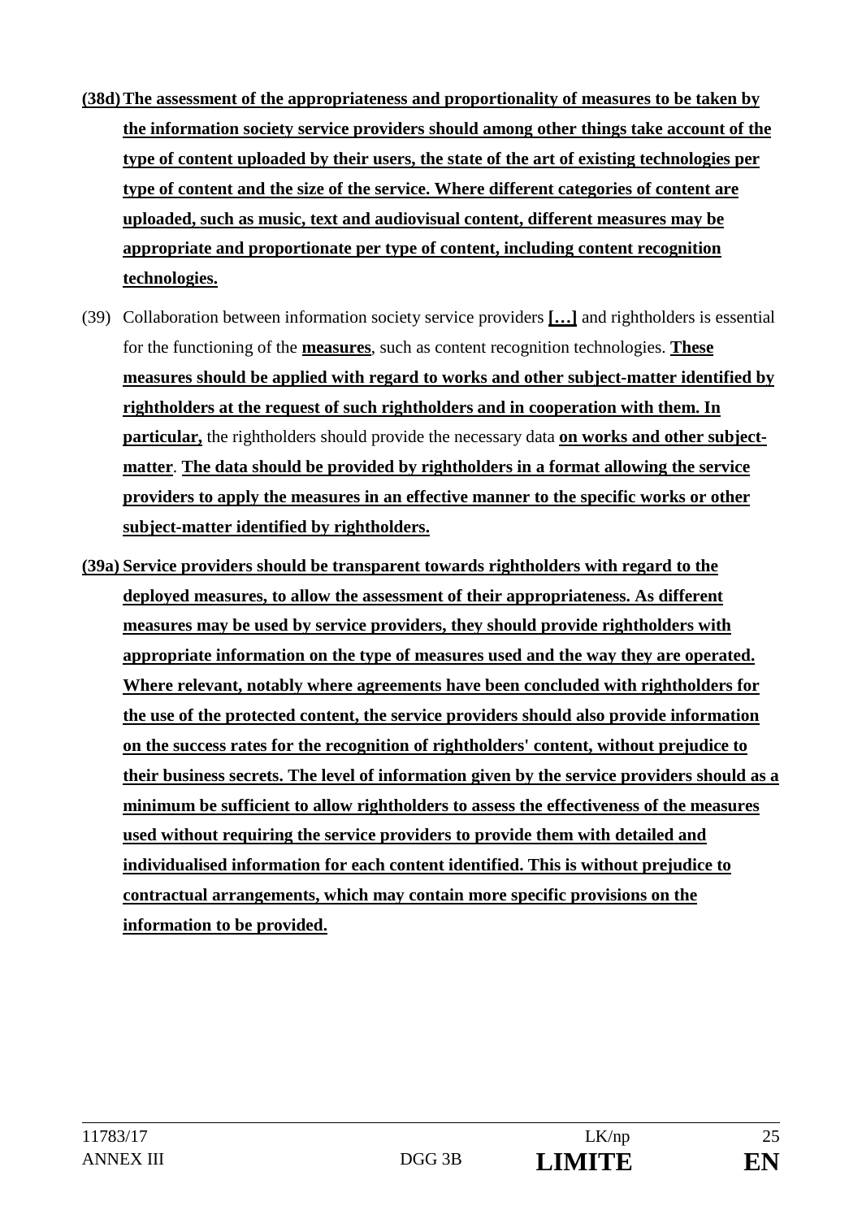**(38d)** **The assessment of the appropriateness and proportionality of measures to be taken by the information society service providers should among other things take account of the type of content uploaded by their users, the state of the art of existing technologies per type of content and the size of the service. Where different categories of content are uploaded, such as music, text and audiovisual content, different measures may be appropriate and proportionate per type of content, including content recognition technologies.**

(39) Collaboration between information society service providers **[…]** and rightholders is essential for the functioning of the **measures**, such as content recognition technologies. **These measures should be applied with regard to works and other subject-matter identified by rightholders at the request of such rightholders and in cooperation with them. In particular,** the rightholders should provide the necessary data **on works and other subject-matter**. **The data should be provided by rightholders in a format allowing the service providers to apply the measures in an effective manner to the specific works or other subject-matter identified by rightholders.**

**(39a)** **Service providers should be transparent towards rightholders with regard to the deployed measures, to allow the assessment of their appropriateness. As different measures may be used by service providers, they should provide rightholders with appropriate information on the type of measures used and the way they are operated. Where relevant, notably where agreements have been concluded with rightholders for the use of the protected content, the service providers should also provide information on the success rates for the recognition of rightholders' content, without prejudice to their business secrets. The level of information given by the service providers should as a minimum be sufficient to allow rightholders to assess the effectiveness of the measures used without requiring the service providers to provide them with detailed and individualised information for each content identified. This is without prejudice to contractual arrangements, which may contain more specific provisions on the information to be provided.**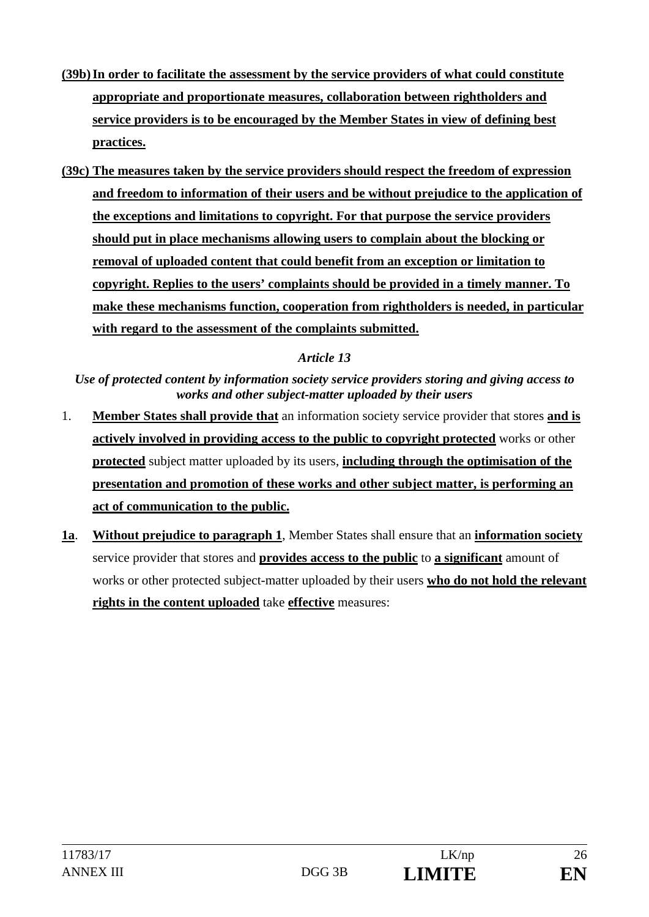**(39b)** **In order to facilitate the assessment by the service providers of what could constitute appropriate and proportionate measures, collaboration between rightholders and service providers is to be encouraged by the Member States in view of defining best practices.**

**(39c)** **The measures taken by the service providers should respect the freedom of expression and freedom to information of their users and be without prejudice to the application of the exceptions and limitations to copyright. For that purpose the service providers should put in place mechanisms allowing users to complain about the blocking or removal of uploaded content that could benefit from an exception or limitation to copyright. Replies to the users' complaints should be provided in a timely manner. To make these mechanisms function, cooperation from rightholders is needed, in particular with regard to the assessment of the complaints submitted.**

*Article 13*

***Use of protected content by information society service providers storing and giving access to works and other subject-matter uploaded by their users***

1. **Member States shall provide that** an information society service provider that stores **and is actively involved in providing access to the public to copyright protected** works or other **protected** subject matter uploaded by its users, **including through the optimisation of the presentation and promotion of these works and other subject matter, is performing an act of communication to the public.**

**1a**. **Without prejudice to paragraph 1**, Member States shall ensure that an **information society** service provider that stores and **provides access to the public** to **a significant** amount of works or other protected subject-matter uploaded by their users **who do not hold the relevant rights in the content uploaded** take **effective** measures: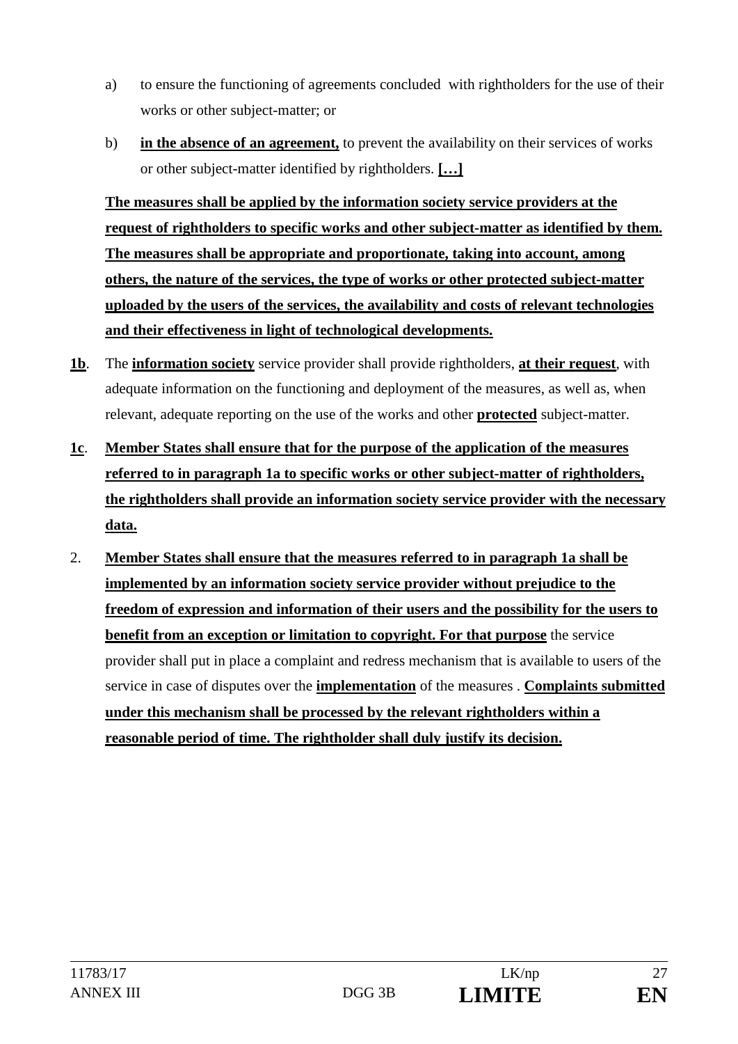a) to ensure the functioning of agreements concluded with rightholders for the use of their works or other subject-matter; or

b) **in the absence of an agreement,** to prevent the availability on their services of works or other subject-matter identified by rightholders. **[…]**

**The measures shall be applied by the information society service providers at the request of rightholders to specific works and other subject-matter as identified by them. The measures shall be appropriate and proportionate, taking into account, among others, the nature of the services, the type of works or other protected subject-matter uploaded by the users of the services, the availability and costs of relevant technologies and their effectiveness in light of technological developments.**

**1b**. The **information society** service provider shall provide rightholders, **at their request**, with adequate information on the functioning and deployment of the measures, as well as, when relevant, adequate reporting on the use of the works and other **protected** subject-matter.

**1c**. **Member States shall ensure that for the purpose of the application of the measures referred to in paragraph 1a to specific works or other subject-matter of rightholders, the rightholders shall provide an information society service provider with the necessary data.**

2. **Member States shall ensure that the measures referred to in paragraph 1a shall be implemented by an information society service provider without prejudice to the freedom of expression and information of their users and the possibility for the users to benefit from an exception or limitation to copyright. For that purpose** the service provider shall put in place a complaint and redress mechanism that is available to users of the service in case of disputes over the **implementation** of the measures . **Complaints submitted under this mechanism shall be processed by the relevant rightholders within a reasonable period of time. The rightholder shall duly justify its decision.**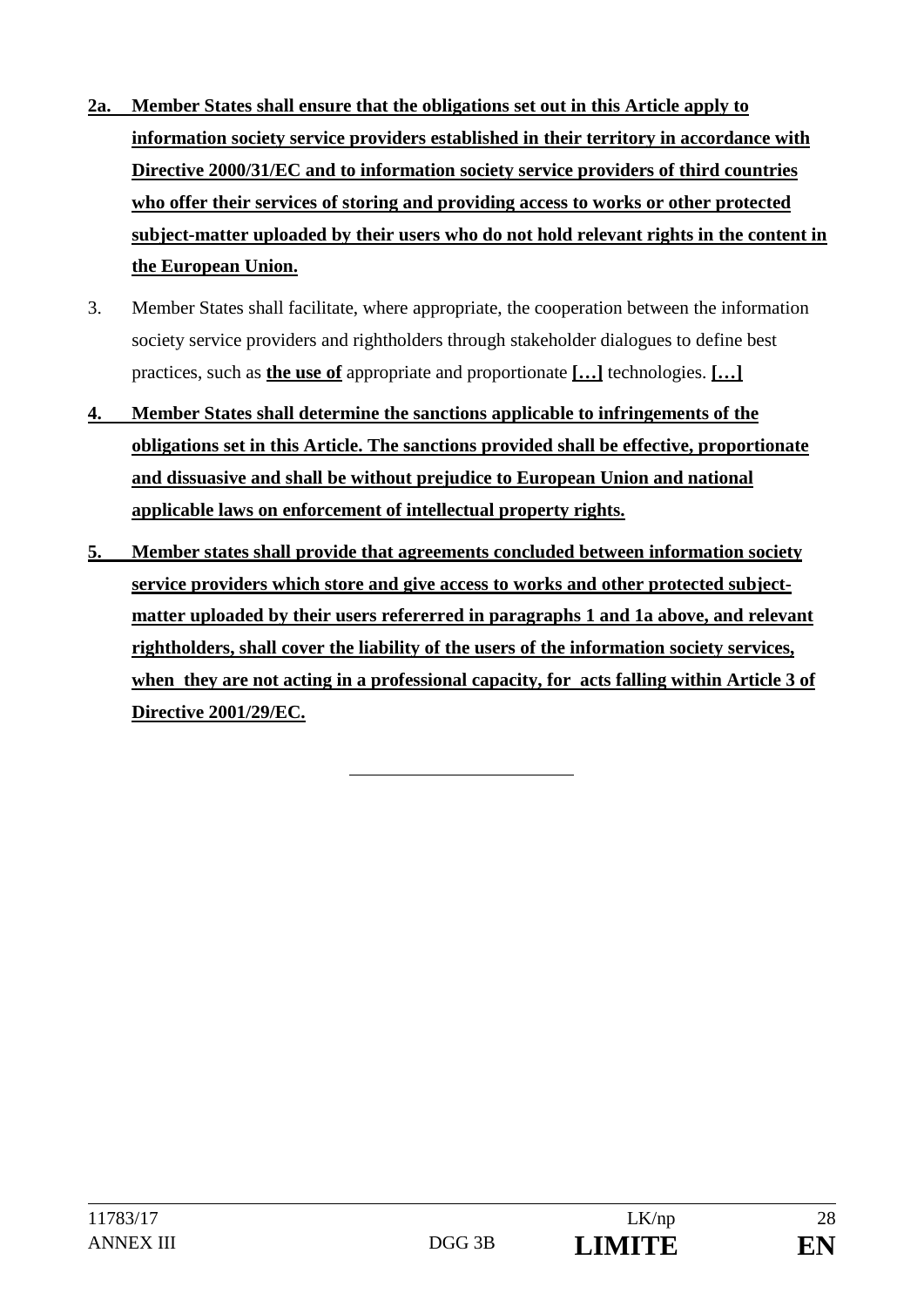**2a. Member States shall ensure that the obligations set out in this Article apply to information society service providers established in their territory in accordance with Directive 2000/31/EC and to information society service providers of third countries who offer their services of storing and providing access to works or other protected subject-matter uploaded by their users who do not hold relevant rights in the content in the European Union.**

3. Member States shall facilitate, where appropriate, the cooperation between the information society service providers and rightholders through stakeholder dialogues to define best practices, such as **the use of** appropriate and proportionate **[…]** technologies. **[…]**

**4. Member States shall determine the sanctions applicable to infringements of the obligations set in this Article. The sanctions provided shall be effective, proportionate and dissuasive and shall be without prejudice to European Union and national applicable laws on enforcement of intellectual property rights.**

**5. Member states shall provide that agreements concluded between information society service providers which store and give access to works and other protected subject-matter uploaded by their users refererred in paragraphs 1 and 1a above, and relevant rightholders, shall cover the liability of the users of the information society services, when they are not acting in a professional capacity, for acts falling within Article 3 of Directive 2001/29/EC.**